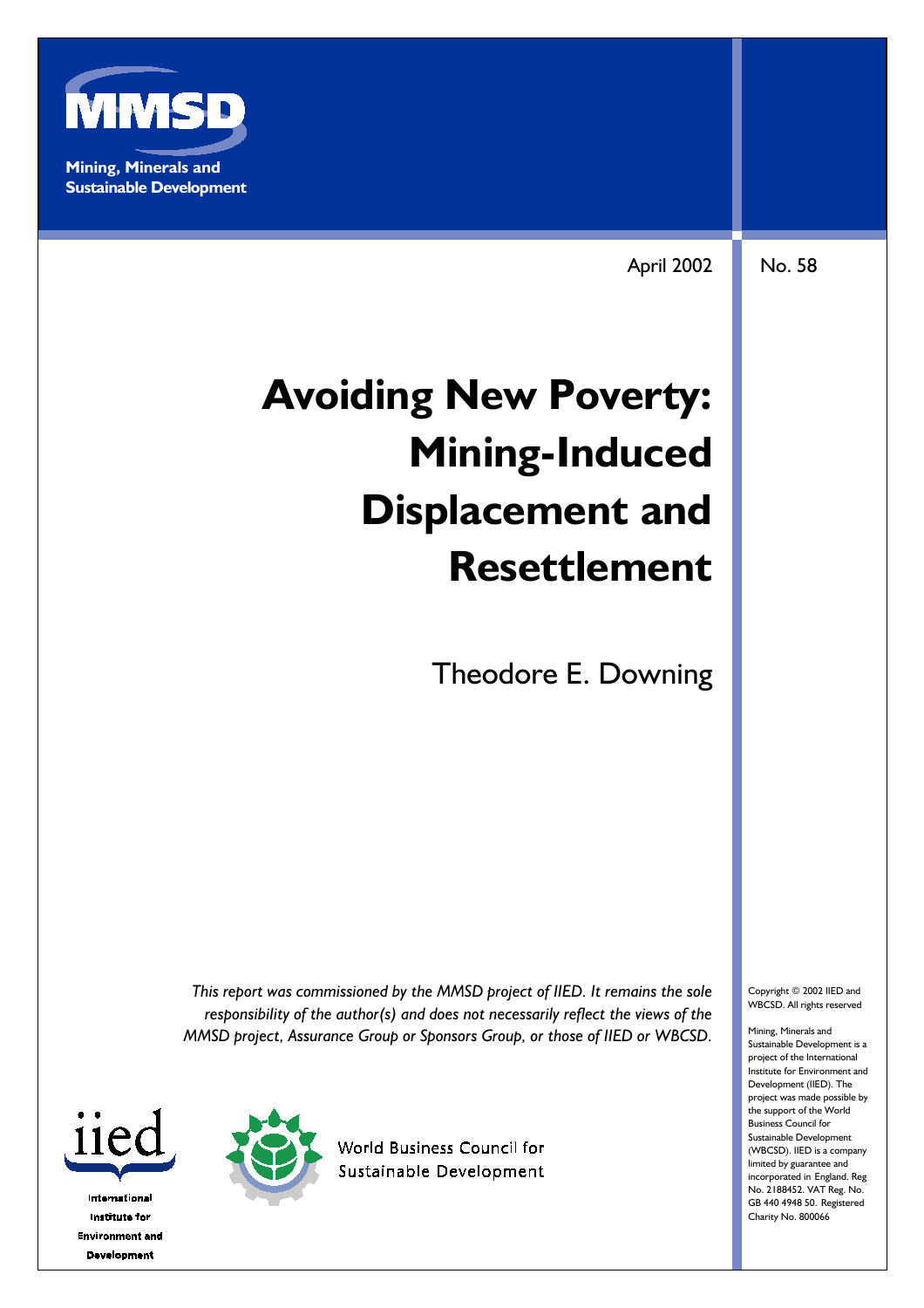**MMSD**

**Mining, Minerals and Sustainable Development**

April 2002

No. 58

# Avoiding New Poverty: Mining-Induced Displacement and Resettlement

Theodore E. Downing

*This report was commissioned by the MMSD project of IIED. It remains the sole responsibility of the author(s) and does not necessarily reflect the views of the MMSD project, Assurance Group or Sponsors Group, or those of IIED or WBCSD.*

Copyright © 2002 IIED and WBCSD. All rights reserved

Mining, Minerals and Sustainable Development is a project of the International Institute for Environment and Development (IIED). The project was made possible by the support of the World Business Council for Sustainable Development (WBCSD). IIED is a company limited by guarantee and incorporated in England. Reg No. 2188452. VAT Reg. No. GB 440 4948 50. Registered Charity No. 800066

iied

International Institute for Environment and Development

World Business Council for Sustainable Development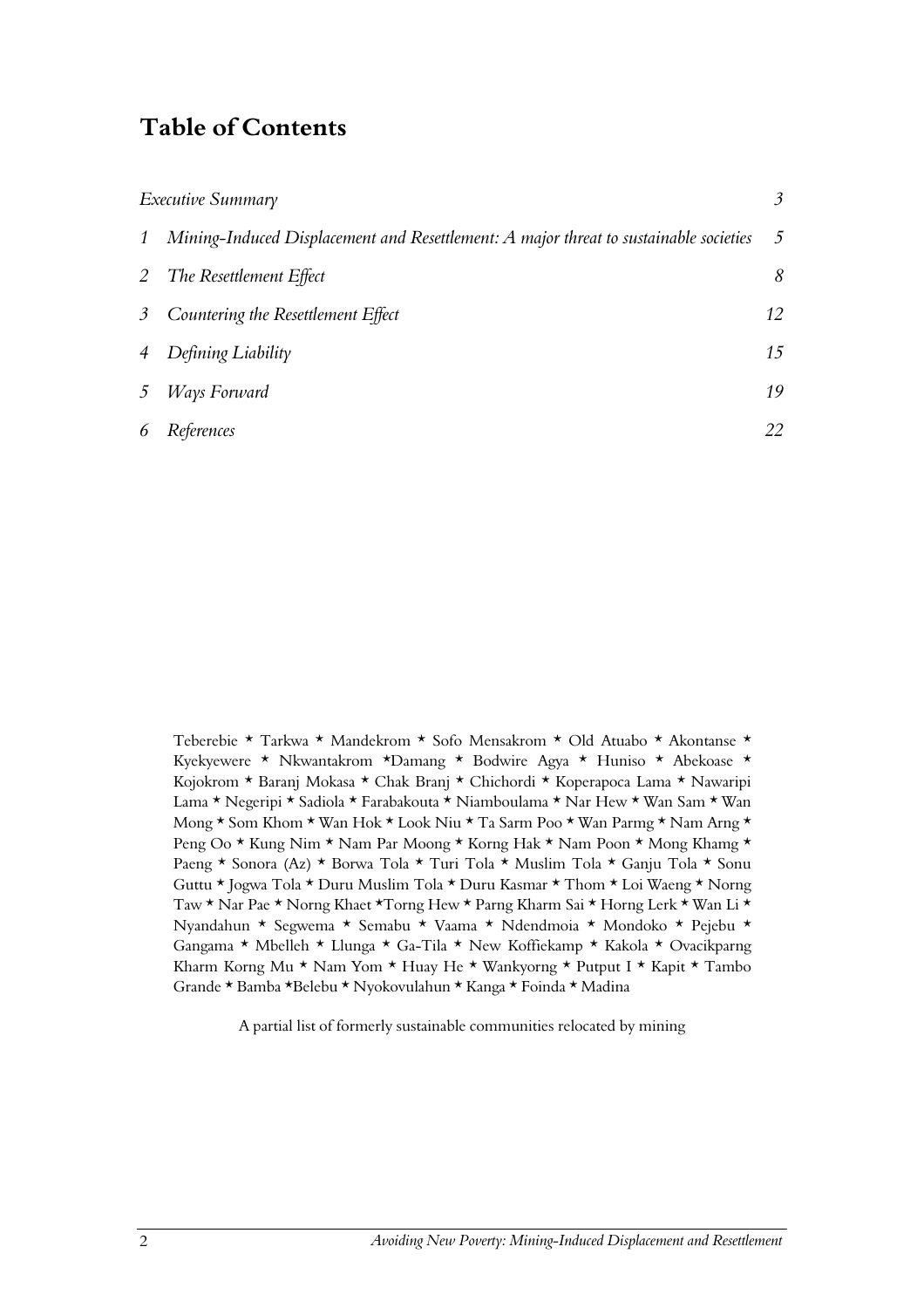# Table of Contents

| | | |
|---|---|---|
| | *Executive Summary* | *3* |
| *1* | *Mining-Induced Displacement and Resettlement: A major threat to sustainable societies* | *5* |
| *2* | *The Resettlement Effect* | *8* |
| *3* | *Countering the Resettlement Effect* | *12* |
| *4* | *Defining Liability* | *15* |
| *5* | *Ways Forward* | *19* |
| *6* | *References* | *22* |

Teberebie ⋆ Tarkwa ⋆ Mandekrom ⋆ Sofo Mensakrom ⋆ Old Atuabo ⋆ Akontanse ⋆ Kyekyewere ⋆ Nkwantakrom ⋆Damang ⋆ Bodwire Agya ⋆ Huniso ⋆ Abekoase ⋆ Kojokrom ⋆ Baranj Mokasa ⋆ Chak Branj ⋆ Chichordi ⋆ Koperapoca Lama ⋆ Nawaripi Lama ⋆ Negeripi ⋆ Sadiola ⋆ Farabakouta ⋆ Niamboulama ⋆ Nar Hew ⋆ Wan Sam ⋆ Wan Mong ⋆ Som Khom ⋆ Wan Hok ⋆ Look Niu ⋆ Ta Sarm Poo ⋆ Wan Parmg ⋆ Nam Arng ⋆ Peng Oo ⋆ Kung Nim ⋆ Nam Par Moong ⋆ Korng Hak ⋆ Nam Poon ⋆ Mong Khamg ⋆ Paeng ⋆ Sonora (Az) ⋆ Borwa Tola ⋆ Turi Tola ⋆ Muslim Tola ⋆ Ganju Tola ⋆ Sonu Guttu ⋆ Jogwa Tola ⋆ Duru Muslim Tola ⋆ Duru Kasmar ⋆ Thom ⋆ Loi Waeng ⋆ Norng Taw ⋆ Nar Pae ⋆ Norng Khaet ⋆Torng Hew ⋆ Parng Kharm Sai ⋆ Horng Lerk ⋆ Wan Li ⋆ Nyandahun ⋆ Segwema ⋆ Semabu ⋆ Vaama ⋆ Ndendmoia ⋆ Mondoko ⋆ Pejebu ⋆ Gangama ⋆ Mbelleh ⋆ Llunga ⋆ Ga-Tila ⋆ New Koffiekamp ⋆ Kakola ⋆ Ovacikparng Kharm Korng Mu ⋆ Nam Yom ⋆ Huay He ⋆ Wankyorng ⋆ Putput I ⋆ Kapit ⋆ Tambo Grande ⋆ Bamba ⋆Belebu ⋆ Nyokovulahun ⋆ Kanga ⋆ Foinda ⋆ Madina

A partial list of formerly sustainable communities relocated by mining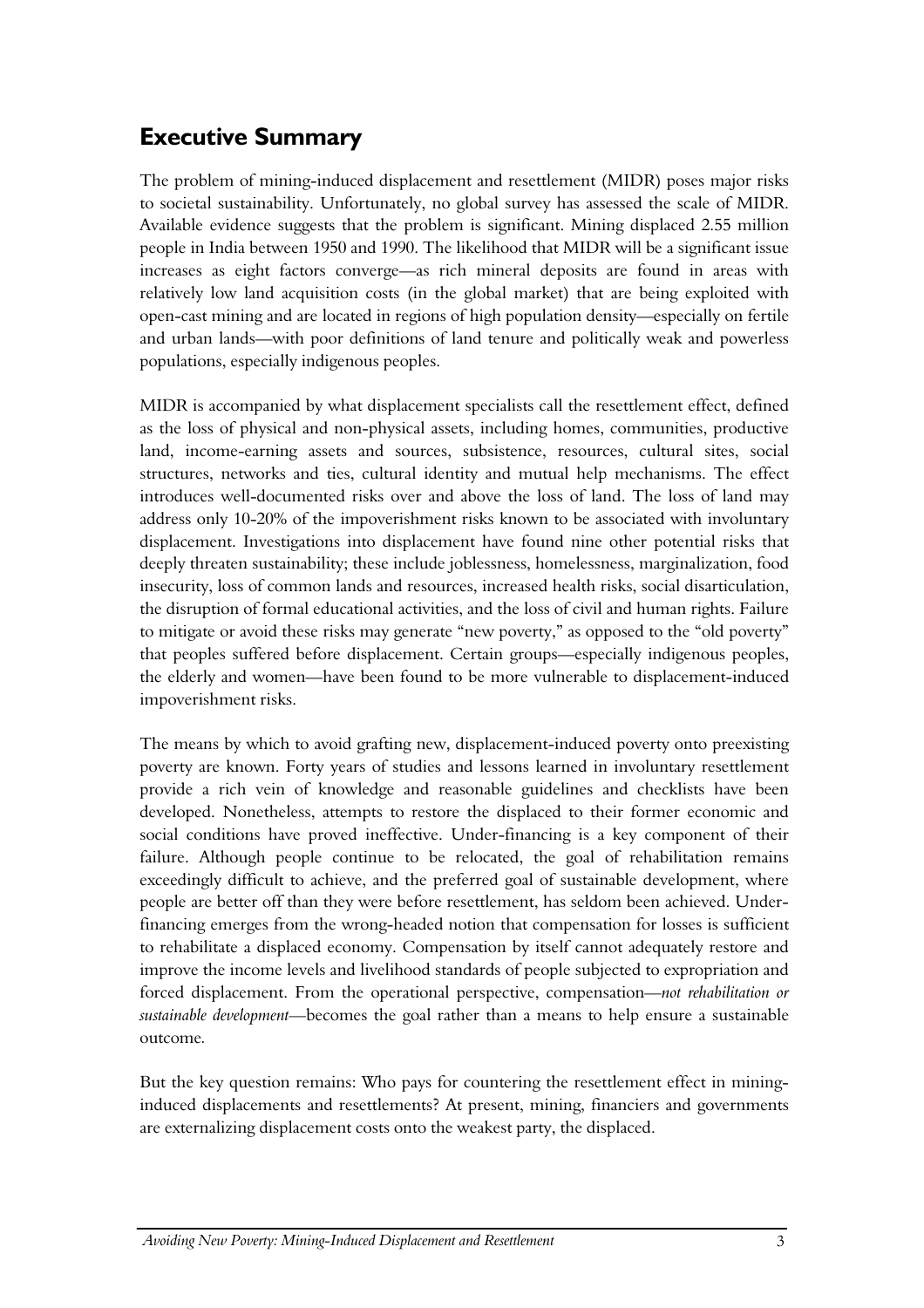## Executive Summary

The problem of mining-induced displacement and resettlement (MIDR) poses major risks to societal sustainability. Unfortunately, no global survey has assessed the scale of MIDR. Available evidence suggests that the problem is significant. Mining displaced 2.55 million people in India between 1950 and 1990. The likelihood that MIDR will be a significant issue increases as eight factors converge—as rich mineral deposits are found in areas with relatively low land acquisition costs (in the global market) that are being exploited with open-cast mining and are located in regions of high population density—especially on fertile and urban lands—with poor definitions of land tenure and politically weak and powerless populations, especially indigenous peoples.

MIDR is accompanied by what displacement specialists call the resettlement effect, defined as the loss of physical and non-physical assets, including homes, communities, productive land, income-earning assets and sources, subsistence, resources, cultural sites, social structures, networks and ties, cultural identity and mutual help mechanisms. The effect introduces well-documented risks over and above the loss of land. The loss of land may address only 10-20% of the impoverishment risks known to be associated with involuntary displacement. Investigations into displacement have found nine other potential risks that deeply threaten sustainability; these include joblessness, homelessness, marginalization, food insecurity, loss of common lands and resources, increased health risks, social disarticulation, the disruption of formal educational activities, and the loss of civil and human rights. Failure to mitigate or avoid these risks may generate "new poverty," as opposed to the "old poverty" that peoples suffered before displacement. Certain groups—especially indigenous peoples, the elderly and women—have been found to be more vulnerable to displacement-induced impoverishment risks.

The means by which to avoid grafting new, displacement-induced poverty onto preexisting poverty are known. Forty years of studies and lessons learned in involuntary resettlement provide a rich vein of knowledge and reasonable guidelines and checklists have been developed. Nonetheless, attempts to restore the displaced to their former economic and social conditions have proved ineffective. Under-financing is a key component of their failure. Although people continue to be relocated, the goal of rehabilitation remains exceedingly difficult to achieve, and the preferred goal of sustainable development, where people are better off than they were before resettlement, has seldom been achieved. Under-financing emerges from the wrong-headed notion that compensation for losses is sufficient to rehabilitate a displaced economy. Compensation by itself cannot adequately restore and improve the income levels and livelihood standards of people subjected to expropriation and forced displacement. From the operational perspective, compensation—*not rehabilitation or sustainable development*—becomes the goal rather than a means to help ensure a sustainable outcome.

But the key question remains: Who pays for countering the resettlement effect in mining-induced displacements and resettlements? At present, mining, financiers and governments are externalizing displacement costs onto the weakest party, the displaced.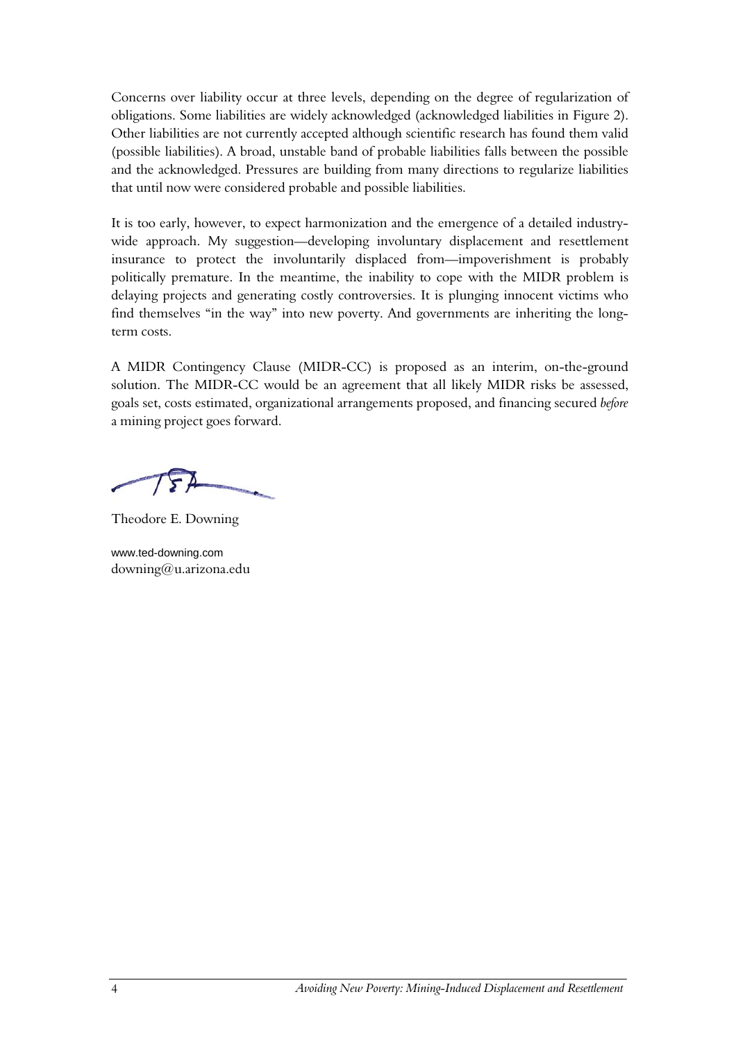Concerns over liability occur at three levels, depending on the degree of regularization of obligations. Some liabilities are widely acknowledged (acknowledged liabilities in Figure 2). Other liabilities are not currently accepted although scientific research has found them valid (possible liabilities). A broad, unstable band of probable liabilities falls between the possible and the acknowledged. Pressures are building from many directions to regularize liabilities that until now were considered probable and possible liabilities.

It is too early, however, to expect harmonization and the emergence of a detailed industry-wide approach. My suggestion—developing involuntary displacement and resettlement insurance to protect the involuntarily displaced from—impoverishment is probably politically premature. In the meantime, the inability to cope with the MIDR problem is delaying projects and generating costly controversies. It is plunging innocent victims who find themselves "in the way" into new poverty. And governments are inheriting the long-term costs.

A MIDR Contingency Clause (MIDR-CC) is proposed as an interim, on-the-ground solution. The MIDR-CC would be an agreement that all likely MIDR risks be assessed, goals set, costs estimated, organizational arrangements proposed, and financing secured *before* a mining project goes forward.

Theodore E. Downing

www.ted-downing.com
downing@u.arizona.edu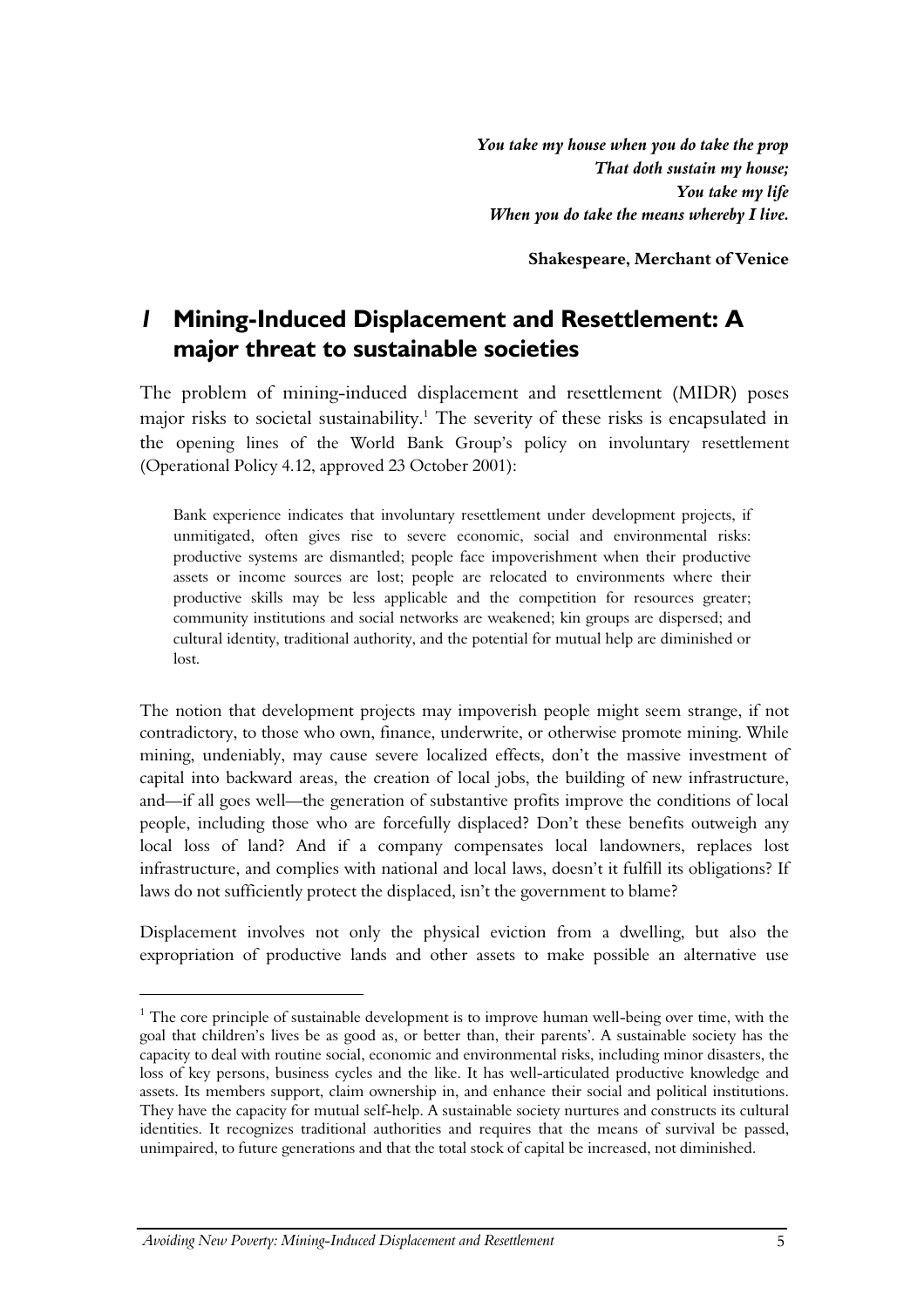*You take my house when you do take the prop*
*That doth sustain my house;*
*You take my life*
*When you do take the means whereby I live.*

**Shakespeare, Merchant of Venice**

# *1* Mining-Induced Displacement and Resettlement: A major threat to sustainable societies

The problem of mining-induced displacement and resettlement (MIDR) poses major risks to societal sustainability.[1] The severity of these risks is encapsulated in the opening lines of the World Bank Group's policy on involuntary resettlement (Operational Policy 4.12, approved 23 October 2001):

> Bank experience indicates that involuntary resettlement under development projects, if unmitigated, often gives rise to severe economic, social and environmental risks: productive systems are dismantled; people face impoverishment when their productive assets or income sources are lost; people are relocated to environments where their productive skills may be less applicable and the competition for resources greater; community institutions and social networks are weakened; kin groups are dispersed; and cultural identity, traditional authority, and the potential for mutual help are diminished or lost.

The notion that development projects may impoverish people might seem strange, if not contradictory, to those who own, finance, underwrite, or otherwise promote mining. While mining, undeniably, may cause severe localized effects, don't the massive investment of capital into backward areas, the creation of local jobs, the building of new infrastructure, and—if all goes well—the generation of substantive profits improve the conditions of local people, including those who are forcefully displaced? Don't these benefits outweigh any local loss of land? And if a company compensates local landowners, replaces lost infrastructure, and complies with national and local laws, doesn't it fulfill its obligations? If laws do not sufficiently protect the displaced, isn't the government to blame?

Displacement involves not only the physical eviction from a dwelling, but also the expropriation of productive lands and other assets to make possible an alternative use

---

[1] The core principle of sustainable development is to improve human well-being over time, with the goal that children's lives be as good as, or better than, their parents'. A sustainable society has the capacity to deal with routine social, economic and environmental risks, including minor disasters, the loss of key persons, business cycles and the like. It has well-articulated productive knowledge and assets. Its members support, claim ownership in, and enhance their social and political institutions. They have the capacity for mutual self-help. A sustainable society nurtures and constructs its cultural identities. It recognizes traditional authorities and requires that the means of survival be passed, unimpaired, to future generations and that the total stock of capital be increased, not diminished.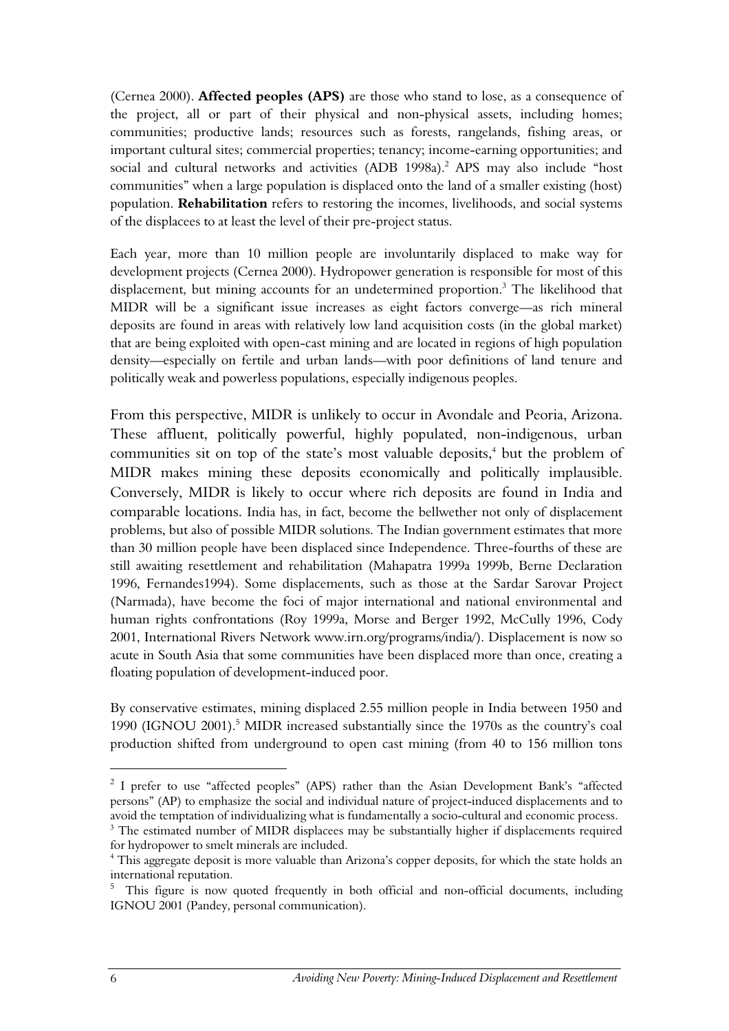(Cernea 2000). **Affected peoples (APS)** are those who stand to lose, as a consequence of the project, all or part of their physical and non-physical assets, including homes; communities; productive lands; resources such as forests, rangelands, fishing areas, or important cultural sites; commercial properties; tenancy; income-earning opportunities; and social and cultural networks and activities (ADB 1998a).[2] APS may also include "host communities" when a large population is displaced onto the land of a smaller existing (host) population. **Rehabilitation** refers to restoring the incomes, livelihoods, and social systems of the displacees to at least the level of their pre-project status.

Each year, more than 10 million people are involuntarily displaced to make way for development projects (Cernea 2000). Hydropower generation is responsible for most of this displacement, but mining accounts for an undetermined proportion.[3] The likelihood that MIDR will be a significant issue increases as eight factors converge—as rich mineral deposits are found in areas with relatively low land acquisition costs (in the global market) that are being exploited with open-cast mining and are located in regions of high population density—especially on fertile and urban lands—with poor definitions of land tenure and politically weak and powerless populations, especially indigenous peoples.

From this perspective, MIDR is unlikely to occur in Avondale and Peoria, Arizona. These affluent, politically powerful, highly populated, non-indigenous, urban communities sit on top of the state's most valuable deposits,[4] but the problem of MIDR makes mining these deposits economically and politically implausible. Conversely, MIDR is likely to occur where rich deposits are found in India and comparable locations. India has, in fact, become the bellwether not only of displacement problems, but also of possible MIDR solutions. The Indian government estimates that more than 30 million people have been displaced since Independence. Three-fourths of these are still awaiting resettlement and rehabilitation (Mahapatra 1999a 1999b, Berne Declaration 1996, Fernandes1994). Some displacements, such as those at the Sardar Sarovar Project (Narmada), have become the foci of major international and national environmental and human rights confrontations (Roy 1999a, Morse and Berger 1992, McCully 1996, Cody 2001, International Rivers Network www.irn.org/programs/india/). Displacement is now so acute in South Asia that some communities have been displaced more than once, creating a floating population of development-induced poor.

By conservative estimates, mining displaced 2.55 million people in India between 1950 and 1990 (IGNOU 2001).[5] MIDR increased substantially since the 1970s as the country's coal production shifted from underground to open cast mining (from 40 to 156 million tons

---

[2] I prefer to use "affected peoples" (APS) rather than the Asian Development Bank's "affected persons" (AP) to emphasize the social and individual nature of project-induced displacements and to avoid the temptation of individualizing what is fundamentally a socio-cultural and economic process.

[3] The estimated number of MIDR displacees may be substantially higher if displacements required for hydropower to smelt minerals are included.

[4] This aggregate deposit is more valuable than Arizona's copper deposits, for which the state holds an international reputation.

[5] This figure is now quoted frequently in both official and non-official documents, including IGNOU 2001 (Pandey, personal communication).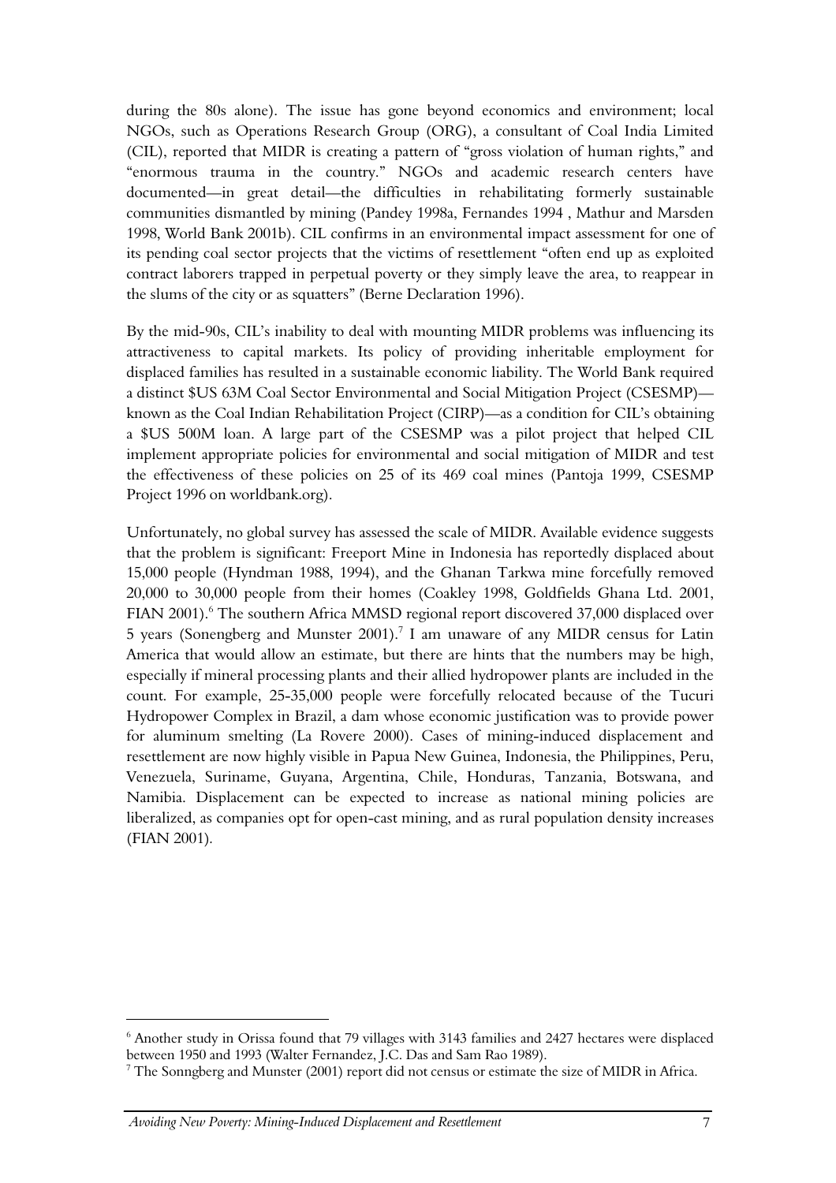during the 80s alone). The issue has gone beyond economics and environment; local NGOs, such as Operations Research Group (ORG), a consultant of Coal India Limited (CIL), reported that MIDR is creating a pattern of "gross violation of human rights," and "enormous trauma in the country." NGOs and academic research centers have documented—in great detail—the difficulties in rehabilitating formerly sustainable communities dismantled by mining (Pandey 1998a, Fernandes 1994 , Mathur and Marsden 1998, World Bank 2001b). CIL confirms in an environmental impact assessment for one of its pending coal sector projects that the victims of resettlement "often end up as exploited contract laborers trapped in perpetual poverty or they simply leave the area, to reappear in the slums of the city or as squatters" (Berne Declaration 1996).

By the mid-90s, CIL's inability to deal with mounting MIDR problems was influencing its attractiveness to capital markets. Its policy of providing inheritable employment for displaced families has resulted in a sustainable economic liability. The World Bank required a distinct $US 63M Coal Sector Environmental and Social Mitigation Project (CSESMP)—known as the Coal Indian Rehabilitation Project (CIRP)—as a condition for CIL's obtaining a $US 500M loan. A large part of the CSESMP was a pilot project that helped CIL implement appropriate policies for environmental and social mitigation of MIDR and test the effectiveness of these policies on 25 of its 469 coal mines (Pantoja 1999, CSESMP Project 1996 on worldbank.org).

Unfortunately, no global survey has assessed the scale of MIDR. Available evidence suggests that the problem is significant: Freeport Mine in Indonesia has reportedly displaced about 15,000 people (Hyndman 1988, 1994), and the Ghanan Tarkwa mine forcefully removed 20,000 to 30,000 people from their homes (Coakley 1998, Goldfields Ghana Ltd. 2001, FIAN 2001).[6] The southern Africa MMSD regional report discovered 37,000 displaced over 5 years (Sonengberg and Munster 2001).[7] I am unaware of any MIDR census for Latin America that would allow an estimate, but there are hints that the numbers may be high, especially if mineral processing plants and their allied hydropower plants are included in the count. For example, 25-35,000 people were forcefully relocated because of the Tucuri Hydropower Complex in Brazil, a dam whose economic justification was to provide power for aluminum smelting (La Rovere 2000). Cases of mining-induced displacement and resettlement are now highly visible in Papua New Guinea, Indonesia, the Philippines, Peru, Venezuela, Suriname, Guyana, Argentina, Chile, Honduras, Tanzania, Botswana, and Namibia. Displacement can be expected to increase as national mining policies are liberalized, as companies opt for open-cast mining, and as rural population density increases (FIAN 2001).

---

[6] Another study in Orissa found that 79 villages with 3143 families and 2427 hectares were displaced between 1950 and 1993 (Walter Fernandez, J.C. Das and Sam Rao 1989).

[7] The Sonngberg and Munster (2001) report did not census or estimate the size of MIDR in Africa.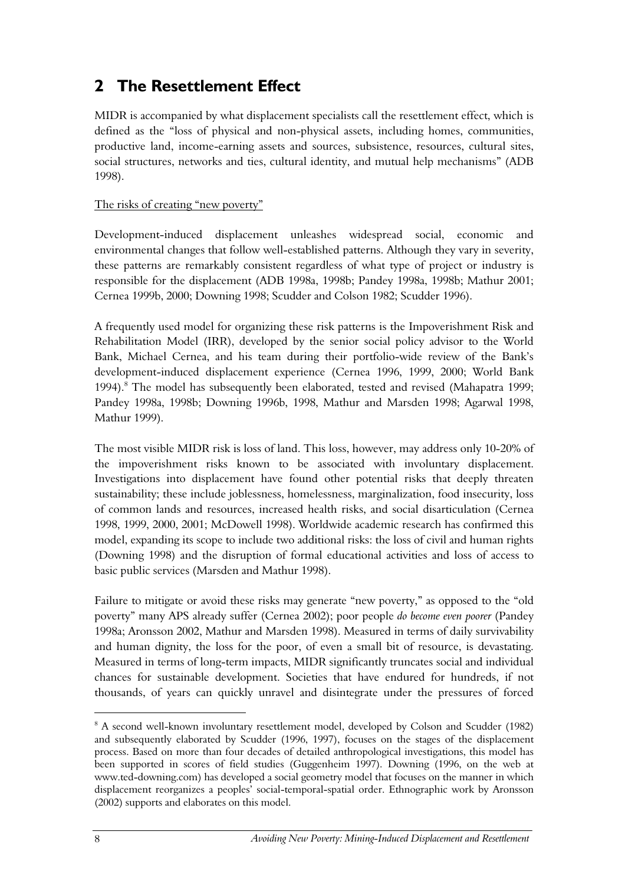## 2 The Resettlement Effect

MIDR is accompanied by what displacement specialists call the resettlement effect, which is defined as the "loss of physical and non-physical assets, including homes, communities, productive land, income-earning assets and sources, subsistence, resources, cultural sites, social structures, networks and ties, cultural identity, and mutual help mechanisms" (ADB 1998).

The risks of creating "new poverty"

Development-induced displacement unleashes widespread social, economic and environmental changes that follow well-established patterns. Although they vary in severity, these patterns are remarkably consistent regardless of what type of project or industry is responsible for the displacement (ADB 1998a, 1998b; Pandey 1998a, 1998b; Mathur 2001; Cernea 1999b, 2000; Downing 1998; Scudder and Colson 1982; Scudder 1996).

A frequently used model for organizing these risk patterns is the Impoverishment Risk and Rehabilitation Model (IRR), developed by the senior social policy advisor to the World Bank, Michael Cernea, and his team during their portfolio-wide review of the Bank's development-induced displacement experience (Cernea 1996, 1999, 2000; World Bank 1994).[8] The model has subsequently been elaborated, tested and revised (Mahapatra 1999; Pandey 1998a, 1998b; Downing 1996b, 1998, Mathur and Marsden 1998; Agarwal 1998, Mathur 1999).

The most visible MIDR risk is loss of land. This loss, however, may address only 10-20% of the impoverishment risks known to be associated with involuntary displacement. Investigations into displacement have found other potential risks that deeply threaten sustainability; these include joblessness, homelessness, marginalization, food insecurity, loss of common lands and resources, increased health risks, and social disarticulation (Cernea 1998, 1999, 2000, 2001; McDowell 1998). Worldwide academic research has confirmed this model, expanding its scope to include two additional risks: the loss of civil and human rights (Downing 1998) and the disruption of formal educational activities and loss of access to basic public services (Marsden and Mathur 1998).

Failure to mitigate or avoid these risks may generate "new poverty," as opposed to the "old poverty" many APS already suffer (Cernea 2002); poor people *do become even poorer* (Pandey 1998a; Aronsson 2002, Mathur and Marsden 1998). Measured in terms of daily survivability and human dignity, the loss for the poor, of even a small bit of resource, is devastating. Measured in terms of long-term impacts, MIDR significantly truncates social and individual chances for sustainable development. Societies that have endured for hundreds, if not thousands, of years can quickly unravel and disintegrate under the pressures of forced

---

[8] A second well-known involuntary resettlement model, developed by Colson and Scudder (1982) and subsequently elaborated by Scudder (1996, 1997), focuses on the stages of the displacement process. Based on more than four decades of detailed anthropological investigations, this model has been supported in scores of field studies (Guggenheim 1997). Downing (1996, on the web at www.ted-downing.com) has developed a social geometry model that focuses on the manner in which displacement reorganizes a peoples' social-temporal-spatial order. Ethnographic work by Aronsson (2002) supports and elaborates on this model.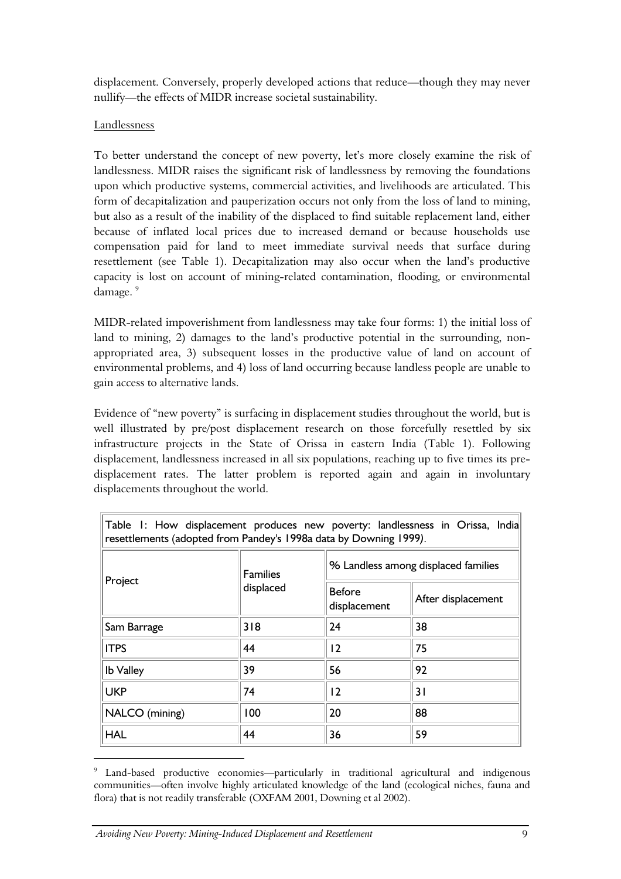displacement. Conversely, properly developed actions that reduce—though they may never nullify—the effects of MIDR increase societal sustainability.

Landlessness

To better understand the concept of new poverty, let's more closely examine the risk of landlessness. MIDR raises the significant risk of landlessness by removing the foundations upon which productive systems, commercial activities, and livelihoods are articulated. This form of decapitalization and pauperization occurs not only from the loss of land to mining, but also as a result of the inability of the displaced to find suitable replacement land, either because of inflated local prices due to increased demand or because households use compensation paid for land to meet immediate survival needs that surface during resettlement (see Table 1). Decapitalization may also occur when the land's productive capacity is lost on account of mining-related contamination, flooding, or environmental damage. [9]

MIDR-related impoverishment from landlessness may take four forms: 1) the initial loss of land to mining, 2) damages to the land's productive potential in the surrounding, non-appropriated area, 3) subsequent losses in the productive value of land on account of environmental problems, and 4) loss of land occurring because landless people are unable to gain access to alternative lands.

Evidence of "new poverty" is surfacing in displacement studies throughout the world, but is well illustrated by pre/post displacement research on those forcefully resettled by six infrastructure projects in the State of Orissa in eastern India (Table 1). Following displacement, landlessness increased in all six populations, reaching up to five times its pre-displacement rates. The latter problem is reported again and again in involuntary displacements throughout the world.

Table 1: How displacement produces new poverty: landlessness in Orissa, India resettlements (adopted from Pandey's 1998a data by Downing 1999).

| Project | Families displaced | % Landless among displaced families | |
|---|---|---|---|
| | | Before displacement | After displacement |
| Sam Barrage | 318 | 24 | 38 |
| ITPS | 44 | 12 | 75 |
| Ib Valley | 39 | 56 | 92 |
| UKP | 74 | 12 | 31 |
| NALCO (mining) | 100 | 20 | 88 |
| HAL | 44 | 36 | 59 |

[9] Land-based productive economies—particularly in traditional agricultural and indigenous communities—often involve highly articulated knowledge of the land (ecological niches, fauna and flora) that is not readily transferable (OXFAM 2001, Downing et al 2002).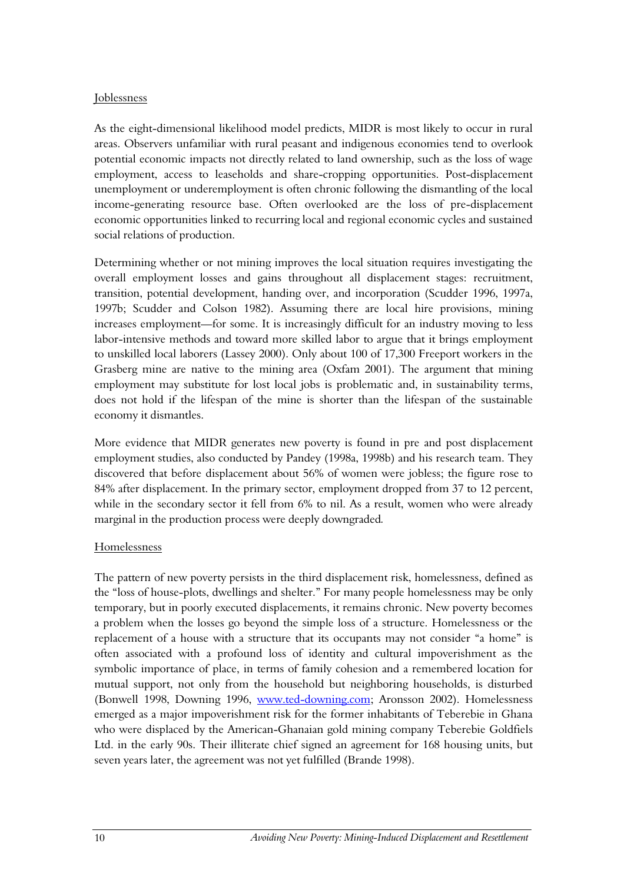Joblessness

As the eight-dimensional likelihood model predicts, MIDR is most likely to occur in rural areas. Observers unfamiliar with rural peasant and indigenous economies tend to overlook potential economic impacts not directly related to land ownership, such as the loss of wage employment, access to leaseholds and share-cropping opportunities. Post-displacement unemployment or underemployment is often chronic following the dismantling of the local income-generating resource base. Often overlooked are the loss of pre-displacement economic opportunities linked to recurring local and regional economic cycles and sustained social relations of production.

Determining whether or not mining improves the local situation requires investigating the overall employment losses and gains throughout all displacement stages: recruitment, transition, potential development, handing over, and incorporation (Scudder 1996, 1997a, 1997b; Scudder and Colson 1982). Assuming there are local hire provisions, mining increases employment—for some. It is increasingly difficult for an industry moving to less labor-intensive methods and toward more skilled labor to argue that it brings employment to unskilled local laborers (Lassey 2000). Only about 100 of 17,300 Freeport workers in the Grasberg mine are native to the mining area (Oxfam 2001). The argument that mining employment may substitute for lost local jobs is problematic and, in sustainability terms, does not hold if the lifespan of the mine is shorter than the lifespan of the sustainable economy it dismantles.

More evidence that MIDR generates new poverty is found in pre and post displacement employment studies, also conducted by Pandey (1998a, 1998b) and his research team. They discovered that before displacement about 56% of women were jobless; the figure rose to 84% after displacement. In the primary sector, employment dropped from 37 to 12 percent, while in the secondary sector it fell from 6% to nil. As a result, women who were already marginal in the production process were deeply downgraded.

Homelessness

The pattern of new poverty persists in the third displacement risk, homelessness, defined as the "loss of house-plots, dwellings and shelter." For many people homelessness may be only temporary, but in poorly executed displacements, it remains chronic. New poverty becomes a problem when the losses go beyond the simple loss of a structure. Homelessness or the replacement of a house with a structure that its occupants may not consider "a home" is often associated with a profound loss of identity and cultural impoverishment as the symbolic importance of place, in terms of family cohesion and a remembered location for mutual support, not only from the household but neighboring households, is disturbed (Bonwell 1998, Downing 1996, www.ted-downing.com; Aronsson 2002). Homelessness emerged as a major impoverishment risk for the former inhabitants of Teberebie in Ghana who were displaced by the American-Ghanaian gold mining company Teberebie Goldfiels Ltd. in the early 90s. Their illiterate chief signed an agreement for 168 housing units, but seven years later, the agreement was not yet fulfilled (Brande 1998).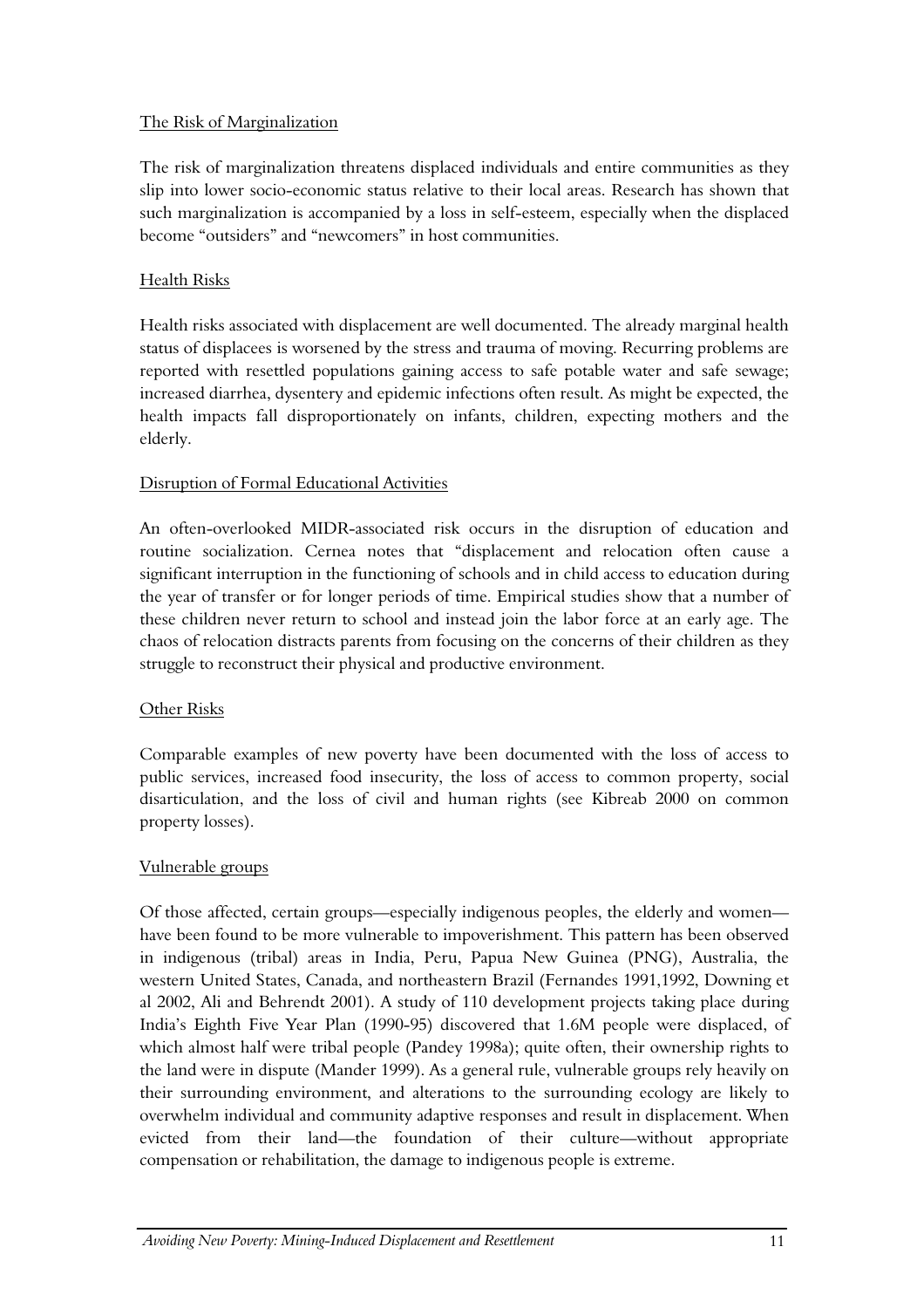### The Risk of Marginalization

The risk of marginalization threatens displaced individuals and entire communities as they slip into lower socio-economic status relative to their local areas. Research has shown that such marginalization is accompanied by a loss in self-esteem, especially when the displaced become "outsiders" and "newcomers" in host communities.

### Health Risks

Health risks associated with displacement are well documented. The already marginal health status of displacees is worsened by the stress and trauma of moving. Recurring problems are reported with resettled populations gaining access to safe potable water and safe sewage; increased diarrhea, dysentery and epidemic infections often result. As might be expected, the health impacts fall disproportionately on infants, children, expecting mothers and the elderly.

### Disruption of Formal Educational Activities

An often-overlooked MIDR-associated risk occurs in the disruption of education and routine socialization. Cernea notes that "displacement and relocation often cause a significant interruption in the functioning of schools and in child access to education during the year of transfer or for longer periods of time. Empirical studies show that a number of these children never return to school and instead join the labor force at an early age. The chaos of relocation distracts parents from focusing on the concerns of their children as they struggle to reconstruct their physical and productive environment.

### Other Risks

Comparable examples of new poverty have been documented with the loss of access to public services, increased food insecurity, the loss of access to common property, social disarticulation, and the loss of civil and human rights (see Kibreab 2000 on common property losses).

### Vulnerable groups

Of those affected, certain groups—especially indigenous peoples, the elderly and women—have been found to be more vulnerable to impoverishment. This pattern has been observed in indigenous (tribal) areas in India, Peru, Papua New Guinea (PNG), Australia, the western United States, Canada, and northeastern Brazil (Fernandes 1991,1992, Downing et al 2002, Ali and Behrendt 2001). A study of 110 development projects taking place during India's Eighth Five Year Plan (1990-95) discovered that 1.6M people were displaced, of which almost half were tribal people (Pandey 1998a); quite often, their ownership rights to the land were in dispute (Mander 1999). As a general rule, vulnerable groups rely heavily on their surrounding environment, and alterations to the surrounding ecology are likely to overwhelm individual and community adaptive responses and result in displacement. When evicted from their land—the foundation of their culture—without appropriate compensation or rehabilitation, the damage to indigenous people is extreme.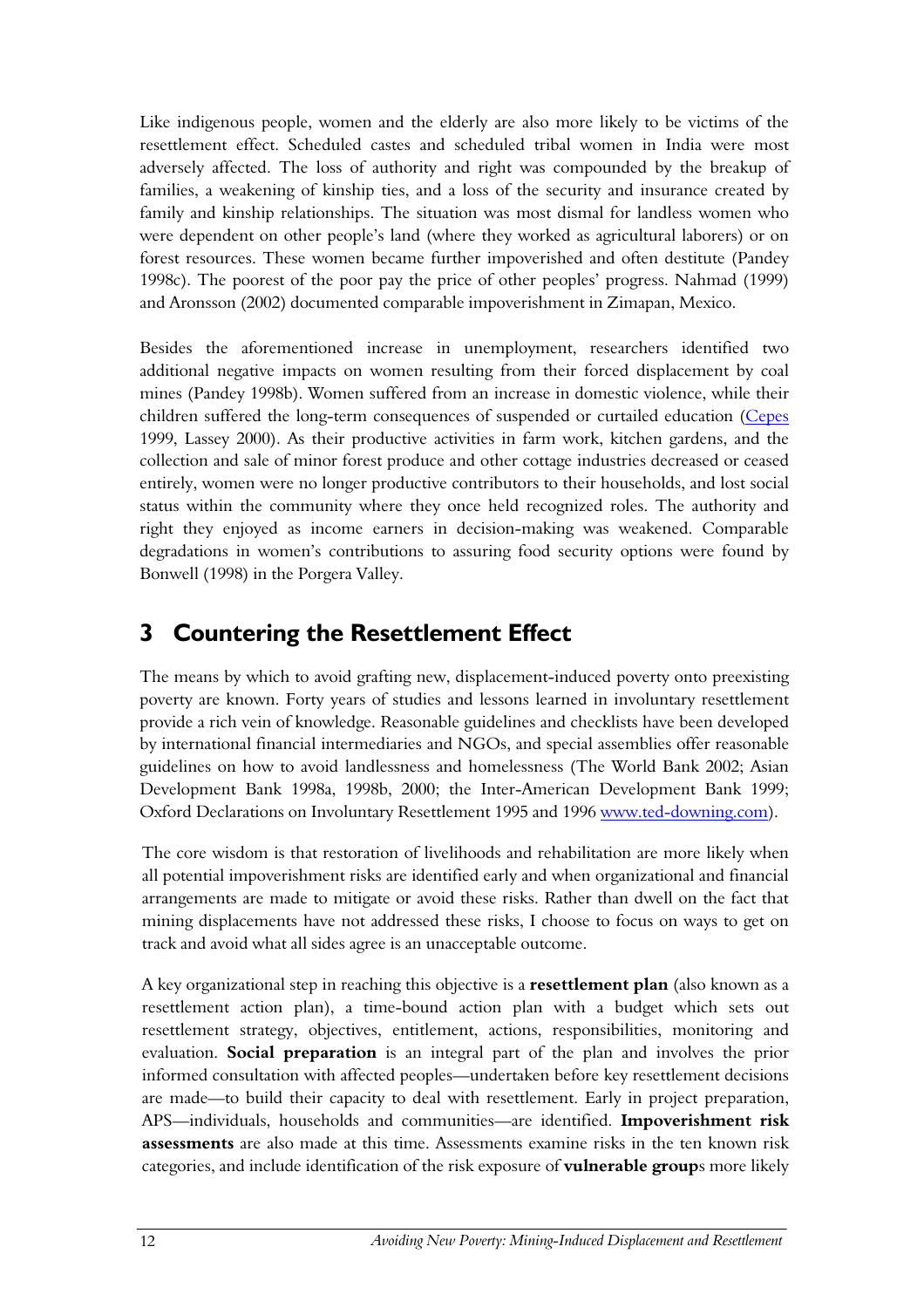Like indigenous people, women and the elderly are also more likely to be victims of the resettlement effect. Scheduled castes and scheduled tribal women in India were most adversely affected. The loss of authority and right was compounded by the breakup of families, a weakening of kinship ties, and a loss of the security and insurance created by family and kinship relationships. The situation was most dismal for landless women who were dependent on other people's land (where they worked as agricultural laborers) or on forest resources. These women became further impoverished and often destitute (Pandey 1998c). The poorest of the poor pay the price of other peoples' progress. Nahmad (1999) and Aronsson (2002) documented comparable impoverishment in Zimapan, Mexico.

Besides the aforementioned increase in unemployment, researchers identified two additional negative impacts on women resulting from their forced displacement by coal mines (Pandey 1998b). Women suffered from an increase in domestic violence, while their children suffered the long-term consequences of suspended or curtailed education (Cepes 1999, Lassey 2000). As their productive activities in farm work, kitchen gardens, and the collection and sale of minor forest produce and other cottage industries decreased or ceased entirely, women were no longer productive contributors to their households, and lost social status within the community where they once held recognized roles. The authority and right they enjoyed as income earners in decision-making was weakened. Comparable degradations in women's contributions to assuring food security options were found by Bonwell (1998) in the Porgera Valley.

# 3 Countering the Resettlement Effect

The means by which to avoid grafting new, displacement-induced poverty onto preexisting poverty are known. Forty years of studies and lessons learned in involuntary resettlement provide a rich vein of knowledge. Reasonable guidelines and checklists have been developed by international financial intermediaries and NGOs, and special assemblies offer reasonable guidelines on how to avoid landlessness and homelessness (The World Bank 2002; Asian Development Bank 1998a, 1998b, 2000; the Inter-American Development Bank 1999; Oxford Declarations on Involuntary Resettlement 1995 and 1996 www.ted-downing.com).

The core wisdom is that restoration of livelihoods and rehabilitation are more likely when all potential impoverishment risks are identified early and when organizational and financial arrangements are made to mitigate or avoid these risks. Rather than dwell on the fact that mining displacements have not addressed these risks, I choose to focus on ways to get on track and avoid what all sides agree is an unacceptable outcome.

A key organizational step in reaching this objective is a **resettlement plan** (also known as a resettlement action plan), a time-bound action plan with a budget which sets out resettlement strategy, objectives, entitlement, actions, responsibilities, monitoring and evaluation. **Social preparation** is an integral part of the plan and involves the prior informed consultation with affected peoples—undertaken before key resettlement decisions are made—to build their capacity to deal with resettlement. Early in project preparation, APS—individuals, households and communities—are identified. **Impoverishment risk assessments** are also made at this time. Assessments examine risks in the ten known risk categories, and include identification of the risk exposure of **vulnerable group**s more likely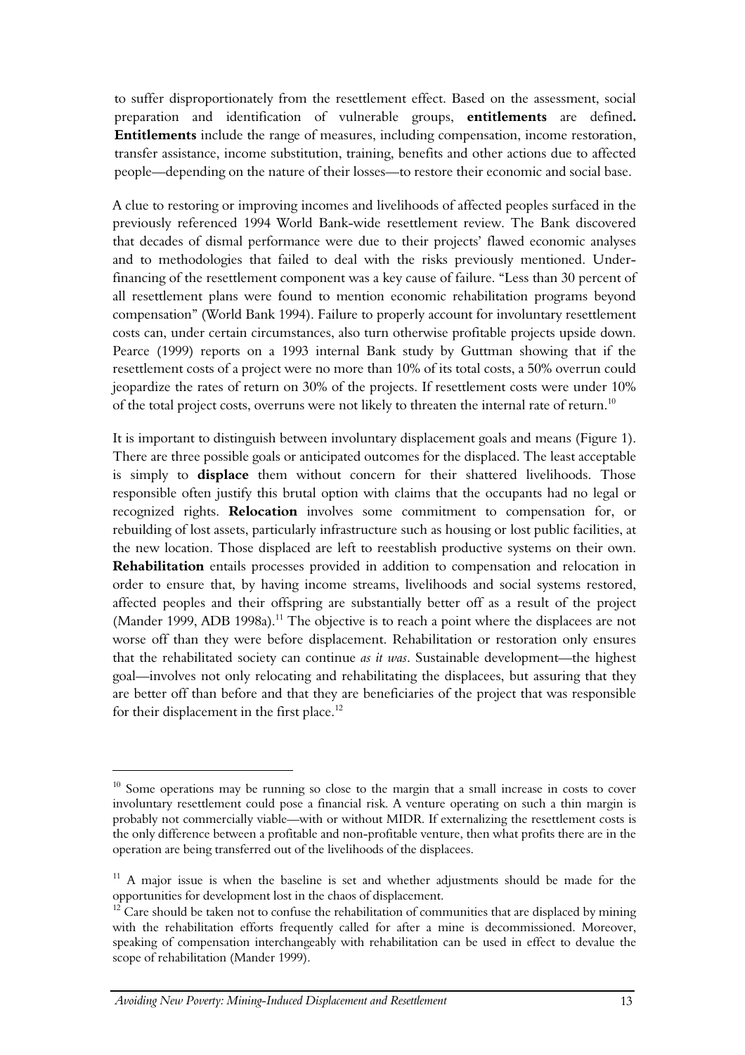to suffer disproportionately from the resettlement effect. Based on the assessment, social preparation and identification of vulnerable groups, **entitlements** are defined. **Entitlements** include the range of measures, including compensation, income restoration, transfer assistance, income substitution, training, benefits and other actions due to affected people—depending on the nature of their losses—to restore their economic and social base.

A clue to restoring or improving incomes and livelihoods of affected peoples surfaced in the previously referenced 1994 World Bank-wide resettlement review. The Bank discovered that decades of dismal performance were due to their projects' flawed economic analyses and to methodologies that failed to deal with the risks previously mentioned. Under-financing of the resettlement component was a key cause of failure. "Less than 30 percent of all resettlement plans were found to mention economic rehabilitation programs beyond compensation" (World Bank 1994). Failure to properly account for involuntary resettlement costs can, under certain circumstances, also turn otherwise profitable projects upside down. Pearce (1999) reports on a 1993 internal Bank study by Guttman showing that if the resettlement costs of a project were no more than 10% of its total costs, a 50% overrun could jeopardize the rates of return on 30% of the projects. If resettlement costs were under 10% of the total project costs, overruns were not likely to threaten the internal rate of return.[10]

It is important to distinguish between involuntary displacement goals and means (Figure 1). There are three possible goals or anticipated outcomes for the displaced. The least acceptable is simply to **displace** them without concern for their shattered livelihoods. Those responsible often justify this brutal option with claims that the occupants had no legal or recognized rights. **Relocation** involves some commitment to compensation for, or rebuilding of lost assets, particularly infrastructure such as housing or lost public facilities, at the new location. Those displaced are left to reestablish productive systems on their own. **Rehabilitation** entails processes provided in addition to compensation and relocation in order to ensure that, by having income streams, livelihoods and social systems restored, affected peoples and their offspring are substantially better off as a result of the project (Mander 1999, ADB 1998a).[11] The objective is to reach a point where the displacees are not worse off than they were before displacement. Rehabilitation or restoration only ensures that the rehabilitated society can continue *as it was*. Sustainable development—the highest goal—involves not only relocating and rehabilitating the displacees, but assuring that they are better off than before and that they are beneficiaries of the project that was responsible for their displacement in the first place.[12]

---

[10] Some operations may be running so close to the margin that a small increase in costs to cover involuntary resettlement could pose a financial risk. A venture operating on such a thin margin is probably not commercially viable—with or without MIDR. If externalizing the resettlement costs is the only difference between a profitable and non-profitable venture, then what profits there are in the operation are being transferred out of the livelihoods of the displacees.

[11] A major issue is when the baseline is set and whether adjustments should be made for the opportunities for development lost in the chaos of displacement.

[12] Care should be taken not to confuse the rehabilitation of communities that are displaced by mining with the rehabilitation efforts frequently called for after a mine is decommissioned. Moreover, speaking of compensation interchangeably with rehabilitation can be used in effect to devalue the scope of rehabilitation (Mander 1999).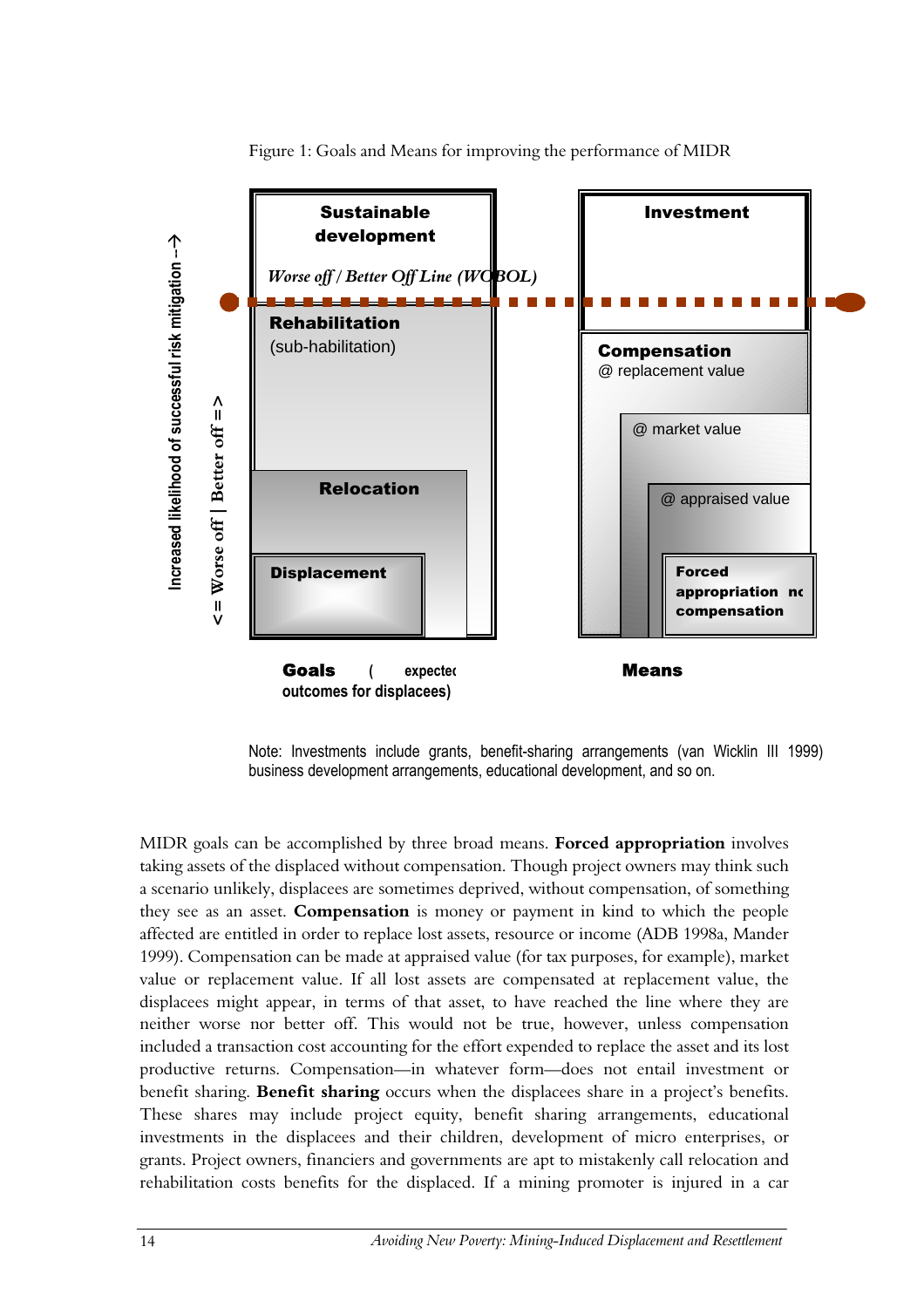Figure 1: Goals and Means for improving the performance of MIDR

Increased likelihood of successful risk mitigation --->

<= Worse off | Better off =>

**Sustainable development**

*Worse off / Better Off Line (WOBOL)*

**Rehabilitation**
(sub-habilitation)

**Relocation**

**Displacement**

**Investment**

**Compensation**
@ replacement value

@ market value

@ appraised value

**Forced appropriation no compensation**

**Goals** (expected outcomes for displacees)

**Means**

Note: Investments include grants, benefit-sharing arrangements (van Wicklin III 1999) business development arrangements, educational development, and so on.

MIDR goals can be accomplished by three broad means. **Forced appropriation** involves taking assets of the displaced without compensation. Though project owners may think such a scenario unlikely, displacees are sometimes deprived, without compensation, of something they see as an asset. **Compensation** is money or payment in kind to which the people affected are entitled in order to replace lost assets, resource or income (ADB 1998a, Mander 1999). Compensation can be made at appraised value (for tax purposes, for example), market value or replacement value. If all lost assets are compensated at replacement value, the displacees might appear, in terms of that asset, to have reached the line where they are neither worse nor better off. This would not be true, however, unless compensation included a transaction cost accounting for the effort expended to replace the asset and its lost productive returns. Compensation—in whatever form—does not entail investment or benefit sharing. **Benefit sharing** occurs when the displacees share in a project's benefits. These shares may include project equity, benefit sharing arrangements, educational investments in the displacees and their children, development of micro enterprises, or grants. Project owners, financiers and governments are apt to mistakenly call relocation and rehabilitation costs benefits for the displaced. If a mining promoter is injured in a car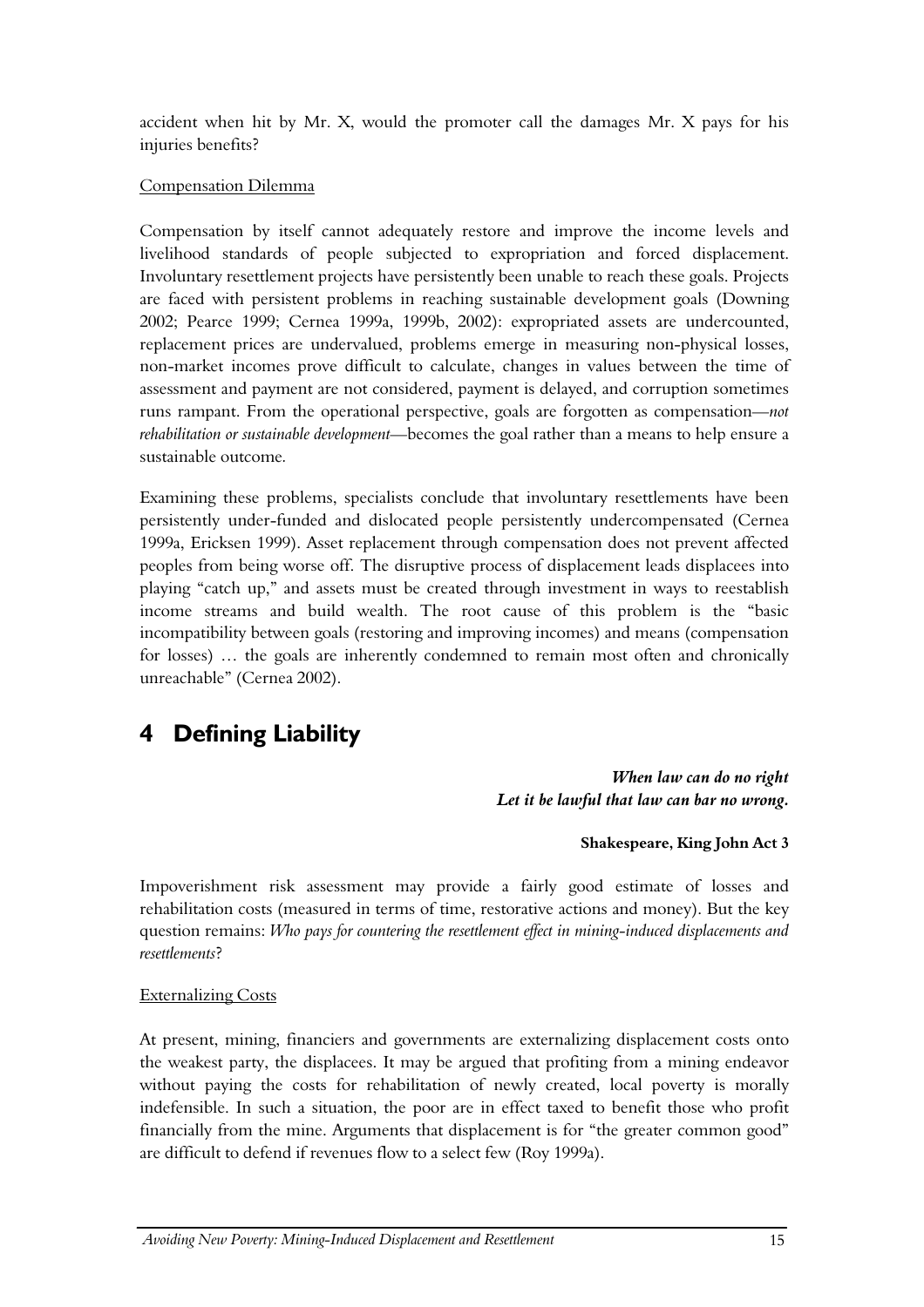accident when hit by Mr. X, would the promoter call the damages Mr. X pays for his injuries benefits?

Compensation Dilemma

Compensation by itself cannot adequately restore and improve the income levels and livelihood standards of people subjected to expropriation and forced displacement. Involuntary resettlement projects have persistently been unable to reach these goals. Projects are faced with persistent problems in reaching sustainable development goals (Downing 2002; Pearce 1999; Cernea 1999a, 1999b, 2002): expropriated assets are undercounted, replacement prices are undervalued, problems emerge in measuring non-physical losses, non-market incomes prove difficult to calculate, changes in values between the time of assessment and payment are not considered, payment is delayed, and corruption sometimes runs rampant. From the operational perspective, goals are forgotten as compensation—*not rehabilitation or sustainable development*—becomes the goal rather than a means to help ensure a sustainable outcome.

Examining these problems, specialists conclude that involuntary resettlements have been persistently under-funded and dislocated people persistently undercompensated (Cernea 1999a, Ericksen 1999). Asset replacement through compensation does not prevent affected peoples from being worse off. The disruptive process of displacement leads displacees into playing "catch up," and assets must be created through investment in ways to reestablish income streams and build wealth. The root cause of this problem is the "basic incompatibility between goals (restoring and improving incomes) and means (compensation for losses) … the goals are inherently condemned to remain most often and chronically unreachable" (Cernea 2002).

# 4 Defining Liability

***When law can do no right***
***Let it be lawful that law can bar no wrong.***

**Shakespeare, King John Act 3**

Impoverishment risk assessment may provide a fairly good estimate of losses and rehabilitation costs (measured in terms of time, restorative actions and money). But the key question remains: *Who pays for countering the resettlement effect in mining-induced displacements and resettlements*?

Externalizing Costs

At present, mining, financiers and governments are externalizing displacement costs onto the weakest party, the displacees. It may be argued that profiting from a mining endeavor without paying the costs for rehabilitation of newly created, local poverty is morally indefensible. In such a situation, the poor are in effect taxed to benefit those who profit financially from the mine. Arguments that displacement is for "the greater common good" are difficult to defend if revenues flow to a select few (Roy 1999a).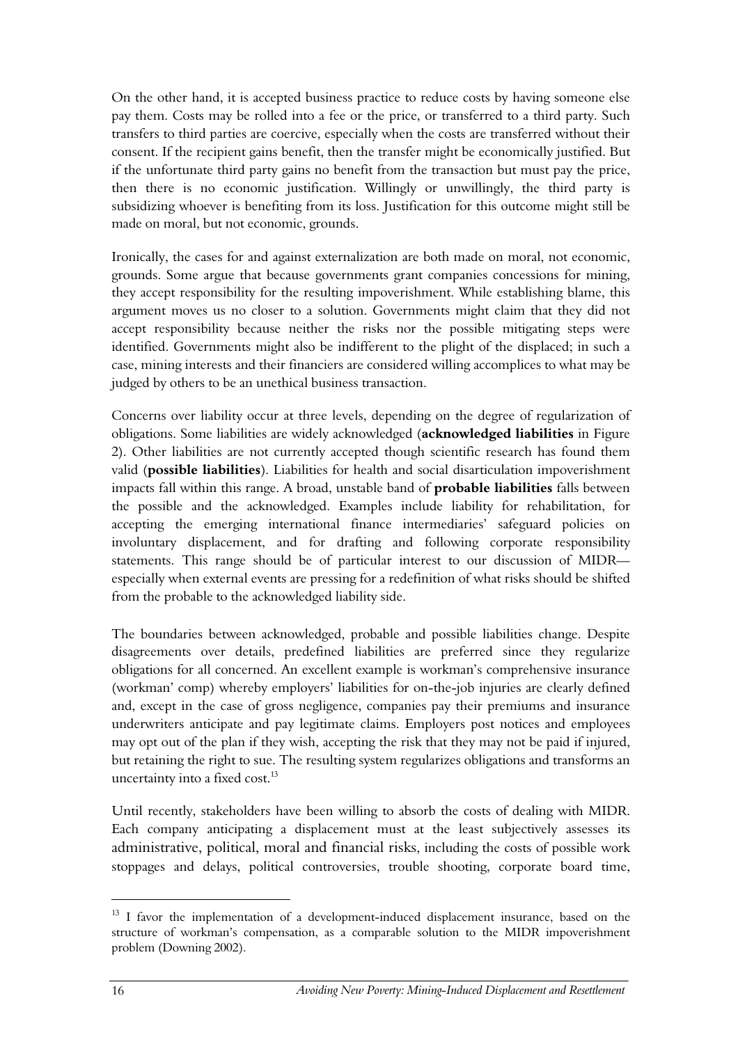On the other hand, it is accepted business practice to reduce costs by having someone else pay them. Costs may be rolled into a fee or the price, or transferred to a third party. Such transfers to third parties are coercive, especially when the costs are transferred without their consent. If the recipient gains benefit, then the transfer might be economically justified. But if the unfortunate third party gains no benefit from the transaction but must pay the price, then there is no economic justification. Willingly or unwillingly, the third party is subsidizing whoever is benefiting from its loss. Justification for this outcome might still be made on moral, but not economic, grounds.

Ironically, the cases for and against externalization are both made on moral, not economic, grounds. Some argue that because governments grant companies concessions for mining, they accept responsibility for the resulting impoverishment. While establishing blame, this argument moves us no closer to a solution. Governments might claim that they did not accept responsibility because neither the risks nor the possible mitigating steps were identified. Governments might also be indifferent to the plight of the displaced; in such a case, mining interests and their financiers are considered willing accomplices to what may be judged by others to be an unethical business transaction.

Concerns over liability occur at three levels, depending on the degree of regularization of obligations. Some liabilities are widely acknowledged (**acknowledged liabilities** in Figure 2). Other liabilities are not currently accepted though scientific research has found them valid (**possible liabilities**). Liabilities for health and social disarticulation impoverishment impacts fall within this range. A broad, unstable band of **probable liabilities** falls between the possible and the acknowledged. Examples include liability for rehabilitation, for accepting the emerging international finance intermediaries' safeguard policies on involuntary displacement, and for drafting and following corporate responsibility statements. This range should be of particular interest to our discussion of MIDR—especially when external events are pressing for a redefinition of what risks should be shifted from the probable to the acknowledged liability side.

The boundaries between acknowledged, probable and possible liabilities change. Despite disagreements over details, predefined liabilities are preferred since they regularize obligations for all concerned. An excellent example is workman's comprehensive insurance (workman' comp) whereby employers' liabilities for on-the-job injuries are clearly defined and, except in the case of gross negligence, companies pay their premiums and insurance underwriters anticipate and pay legitimate claims. Employers post notices and employees may opt out of the plan if they wish, accepting the risk that they may not be paid if injured, but retaining the right to sue. The resulting system regularizes obligations and transforms an uncertainty into a fixed cost.[13]

Until recently, stakeholders have been willing to absorb the costs of dealing with MIDR. Each company anticipating a displacement must at the least subjectively assesses its administrative, political, moral and financial risks, including the costs of possible work stoppages and delays, political controversies, trouble shooting, corporate board time,

[13] I favor the implementation of a development-induced displacement insurance, based on the structure of workman's compensation, as a comparable solution to the MIDR impoverishment problem (Downing 2002).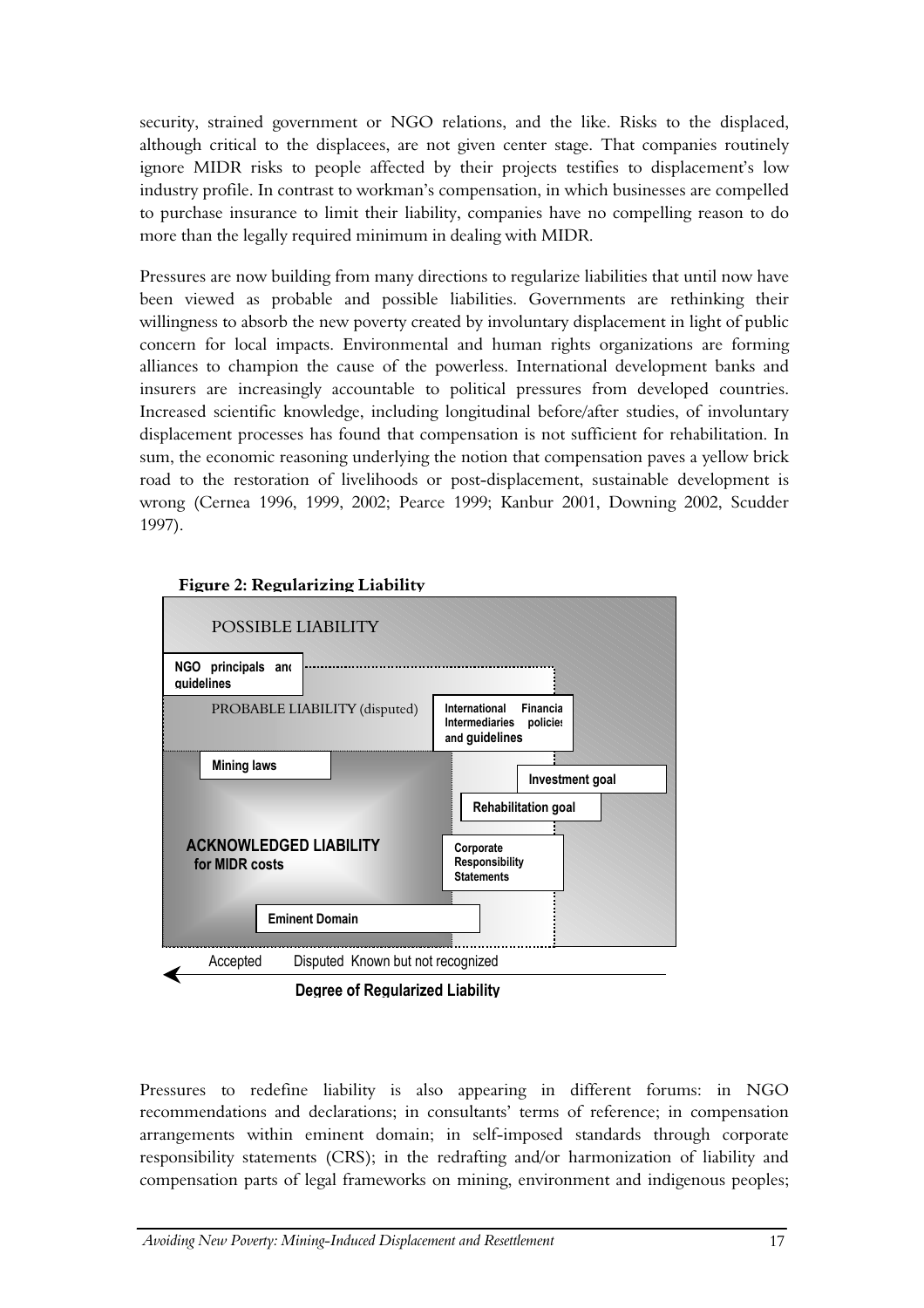security, strained government or NGO relations, and the like. Risks to the displaced, although critical to the displacees, are not given center stage. That companies routinely ignore MIDR risks to people affected by their projects testifies to displacement's low industry profile. In contrast to workman's compensation, in which businesses are compelled to purchase insurance to limit their liability, companies have no compelling reason to do more than the legally required minimum in dealing with MIDR.

Pressures are now building from many directions to regularize liabilities that until now have been viewed as probable and possible liabilities. Governments are rethinking their willingness to absorb the new poverty created by involuntary displacement in light of public concern for local impacts. Environmental and human rights organizations are forming alliances to champion the cause of the powerless. International development banks and insurers are increasingly accountable to political pressures from developed countries. Increased scientific knowledge, including longitudinal before/after studies, of involuntary displacement processes has found that compensation is not sufficient for rehabilitation. In sum, the economic reasoning underlying the notion that compensation paves a yellow brick road to the restoration of livelihoods or post-displacement, sustainable development is wrong (Cernea 1996, 1999, 2002; Pearce 1999; Kanbur 2001, Downing 2002, Scudder 1997).

**Figure 2: Regularizing Liability**

POSSIBLE LIABILITY

NGO principals and guidelines

PROBABLE LIABILITY (disputed)

International Financial Intermediaries policies and guidelines

Mining laws

Investment goal

Rehabilitation goal

ACKNOWLEDGED LIABILITY for MIDR costs

Corporate Responsibility Statements

Eminent Domain

Accepted — Disputed — Known but not recognized

Degree of Regularized Liability

Pressures to redefine liability is also appearing in different forums: in NGO recommendations and declarations; in consultants' terms of reference; in compensation arrangements within eminent domain; in self-imposed standards through corporate responsibility statements (CRS); in the redrafting and/or harmonization of liability and compensation parts of legal frameworks on mining, environment and indigenous peoples;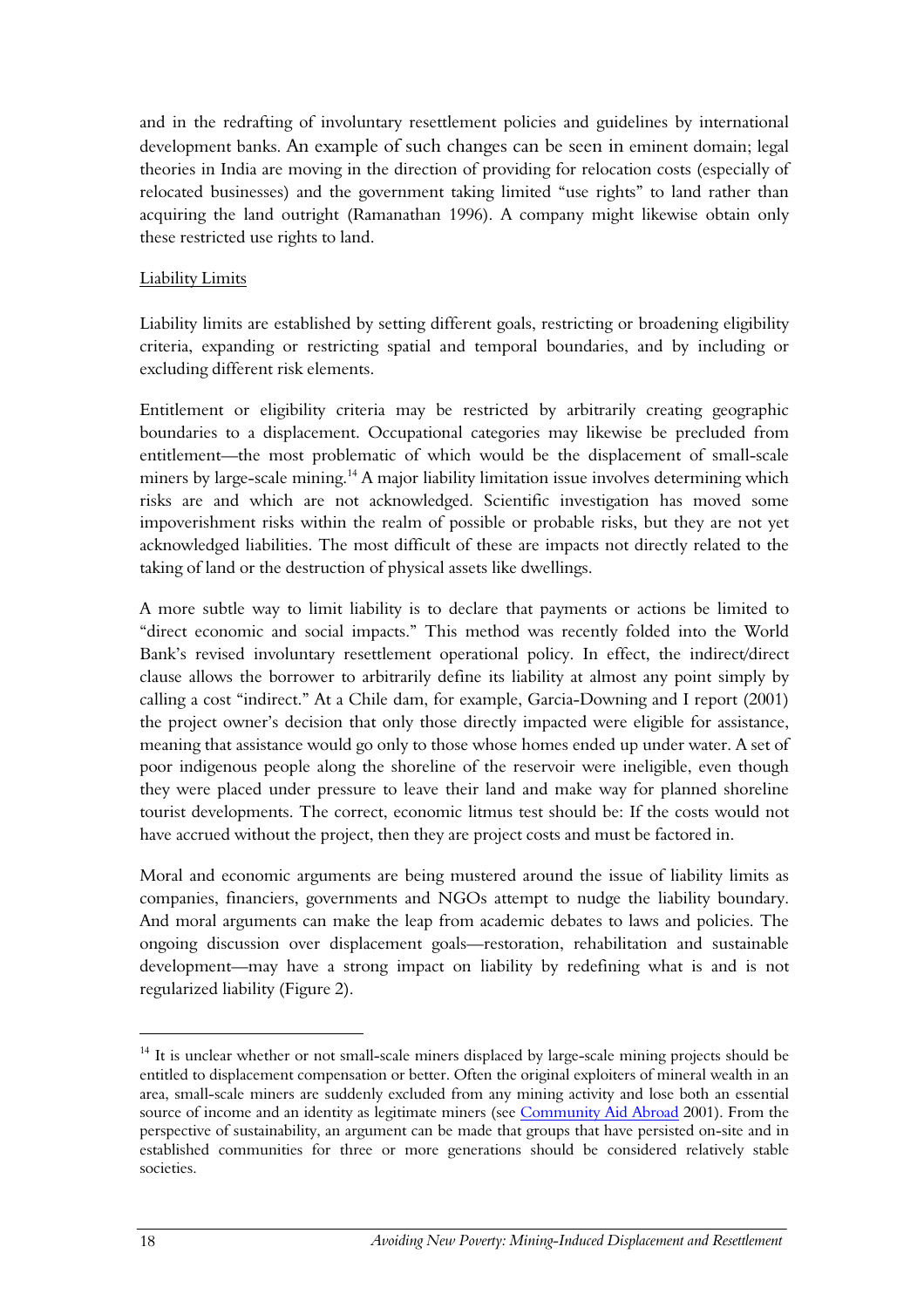and in the redrafting of involuntary resettlement policies and guidelines by international development banks. An example of such changes can be seen in eminent domain; legal theories in India are moving in the direction of providing for relocation costs (especially of relocated businesses) and the government taking limited "use rights" to land rather than acquiring the land outright (Ramanathan 1996). A company might likewise obtain only these restricted use rights to land.

Liability Limits

Liability limits are established by setting different goals, restricting or broadening eligibility criteria, expanding or restricting spatial and temporal boundaries, and by including or excluding different risk elements.

Entitlement or eligibility criteria may be restricted by arbitrarily creating geographic boundaries to a displacement. Occupational categories may likewise be precluded from entitlement—the most problematic of which would be the displacement of small-scale miners by large-scale mining.[14] A major liability limitation issue involves determining which risks are and which are not acknowledged. Scientific investigation has moved some impoverishment risks within the realm of possible or probable risks, but they are not yet acknowledged liabilities. The most difficult of these are impacts not directly related to the taking of land or the destruction of physical assets like dwellings.

A more subtle way to limit liability is to declare that payments or actions be limited to "direct economic and social impacts." This method was recently folded into the World Bank's revised involuntary resettlement operational policy. In effect, the indirect/direct clause allows the borrower to arbitrarily define its liability at almost any point simply by calling a cost "indirect." At a Chile dam, for example, Garcia-Downing and I report (2001) the project owner's decision that only those directly impacted were eligible for assistance, meaning that assistance would go only to those whose homes ended up under water. A set of poor indigenous people along the shoreline of the reservoir were ineligible, even though they were placed under pressure to leave their land and make way for planned shoreline tourist developments. The correct, economic litmus test should be: If the costs would not have accrued without the project, then they are project costs and must be factored in.

Moral and economic arguments are being mustered around the issue of liability limits as companies, financiers, governments and NGOs attempt to nudge the liability boundary. And moral arguments can make the leap from academic debates to laws and policies. The ongoing discussion over displacement goals—restoration, rehabilitation and sustainable development—may have a strong impact on liability by redefining what is and is not regularized liability (Figure 2).

---

[14] It is unclear whether or not small-scale miners displaced by large-scale mining projects should be entitled to displacement compensation or better. Often the original exploiters of mineral wealth in an area, small-scale miners are suddenly excluded from any mining activity and lose both an essential source of income and an identity as legitimate miners (see Community Aid Abroad 2001). From the perspective of sustainability, an argument can be made that groups that have persisted on-site and in established communities for three or more generations should be considered relatively stable societies.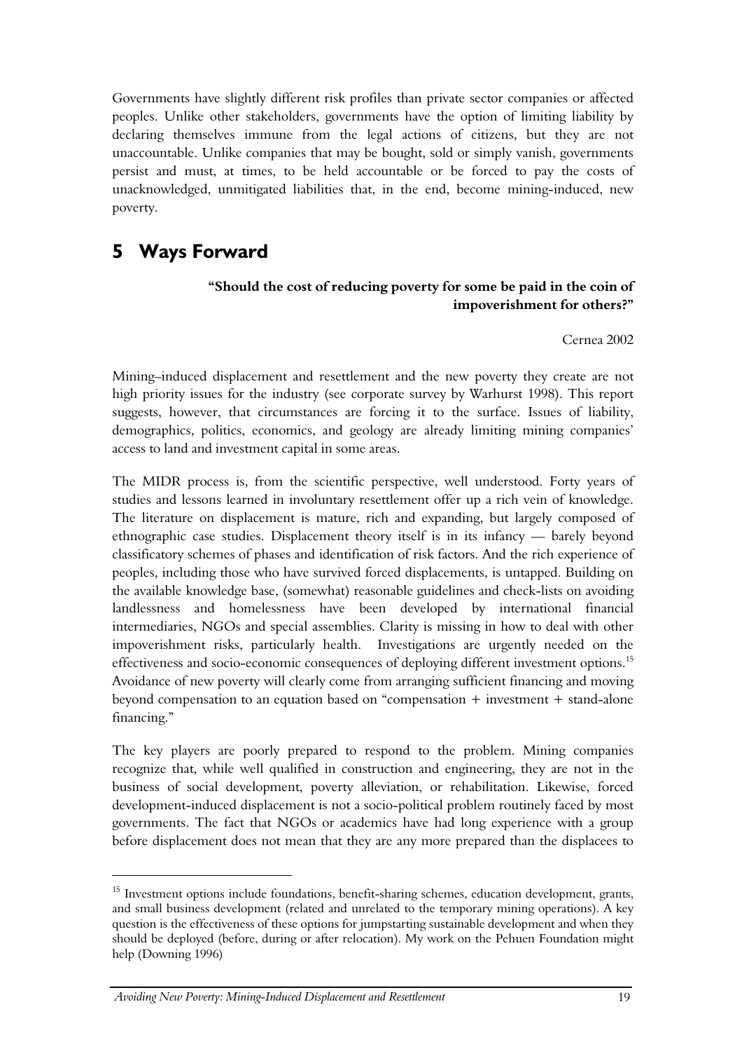Governments have slightly different risk profiles than private sector companies or affected peoples. Unlike other stakeholders, governments have the option of limiting liability by declaring themselves immune from the legal actions of citizens, but they are not unaccountable. Unlike companies that may be bought, sold or simply vanish, governments persist and must, at times, to be held accountable or be forced to pay the costs of unacknowledged, unmitigated liabilities that, in the end, become mining-induced, new poverty.

# 5 Ways Forward

> **"Should the cost of reducing poverty for some be paid in the coin of impoverishment for others?"**
>
> Cernea 2002

Mining–induced displacement and resettlement and the new poverty they create are not high priority issues for the industry (see corporate survey by Warhurst 1998). This report suggests, however, that circumstances are forcing it to the surface. Issues of liability, demographics, politics, economics, and geology are already limiting mining companies' access to land and investment capital in some areas.

The MIDR process is, from the scientific perspective, well understood. Forty years of studies and lessons learned in involuntary resettlement offer up a rich vein of knowledge. The literature on displacement is mature, rich and expanding, but largely composed of ethnographic case studies. Displacement theory itself is in its infancy — barely beyond classificatory schemes of phases and identification of risk factors. And the rich experience of peoples, including those who have survived forced displacements, is untapped. Building on the available knowledge base, (somewhat) reasonable guidelines and check-lists on avoiding landlessness and homelessness have been developed by international financial intermediaries, NGOs and special assemblies. Clarity is missing in how to deal with other impoverishment risks, particularly health. Investigations are urgently needed on the effectiveness and socio-economic consequences of deploying different investment options.[15] Avoidance of new poverty will clearly come from arranging sufficient financing and moving beyond compensation to an equation based on "compensation + investment + stand-alone financing."

The key players are poorly prepared to respond to the problem. Mining companies recognize that, while well qualified in construction and engineering, they are not in the business of social development, poverty alleviation, or rehabilitation. Likewise, forced development-induced displacement is not a socio-political problem routinely faced by most governments. The fact that NGOs or academics have had long experience with a group before displacement does not mean that they are any more prepared than the displacees to

[15] Investment options include foundations, benefit-sharing schemes, education development, grants, and small business development (related and unrelated to the temporary mining operations). A key question is the effectiveness of these options for jumpstarting sustainable development and when they should be deployed (before, during or after relocation). My work on the Pehuen Foundation might help (Downing 1996)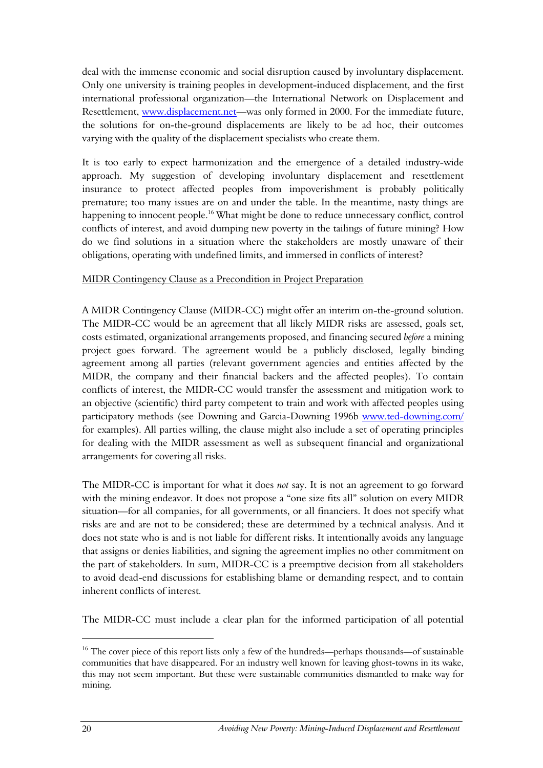deal with the immense economic and social disruption caused by involuntary displacement. Only one university is training peoples in development-induced displacement, and the first international professional organization—the International Network on Displacement and Resettlement, [www.displacement.net](http://www.displacement.net)—was only formed in 2000. For the immediate future, the solutions for on-the-ground displacements are likely to be ad hoc, their outcomes varying with the quality of the displacement specialists who create them.

It is too early to expect harmonization and the emergence of a detailed industry-wide approach. My suggestion of developing involuntary displacement and resettlement insurance to protect affected peoples from impoverishment is probably politically premature; too many issues are on and under the table. In the meantime, nasty things are happening to innocent people.[16] What might be done to reduce unnecessary conflict, control conflicts of interest, and avoid dumping new poverty in the tailings of future mining? How do we find solutions in a situation where the stakeholders are mostly unaware of their obligations, operating with undefined limits, and immersed in conflicts of interest?

<u>MIDR Contingency Clause as a Precondition in Project Preparation</u>

A MIDR Contingency Clause (MIDR-CC) might offer an interim on-the-ground solution. The MIDR-CC would be an agreement that all likely MIDR risks are assessed, goals set, costs estimated, organizational arrangements proposed, and financing secured *before* a mining project goes forward. The agreement would be a publicly disclosed, legally binding agreement among all parties (relevant government agencies and entities affected by the MIDR, the company and their financial backers and the affected peoples). To contain conflicts of interest, the MIDR-CC would transfer the assessment and mitigation work to an objective (scientific) third party competent to train and work with affected peoples using participatory methods (see Downing and Garcia-Downing 1996b [www.ted-downing.com/](http://www.ted-downing.com/) for examples). All parties willing, the clause might also include a set of operating principles for dealing with the MIDR assessment as well as subsequent financial and organizational arrangements for covering all risks.

The MIDR-CC is important for what it does *not* say. It is not an agreement to go forward with the mining endeavor. It does not propose a "one size fits all" solution on every MIDR situation—for all companies, for all governments, or all financiers. It does not specify what risks are and are not to be considered; these are determined by a technical analysis. And it does not state who is and is not liable for different risks. It intentionally avoids any language that assigns or denies liabilities, and signing the agreement implies no other commitment on the part of stakeholders. In sum, MIDR-CC is a preemptive decision from all stakeholders to avoid dead-end discussions for establishing blame or demanding respect, and to contain inherent conflicts of interest.

The MIDR-CC must include a clear plan for the informed participation of all potential

---

[16] The cover piece of this report lists only a few of the hundreds—perhaps thousands—of sustainable communities that have disappeared. For an industry well known for leaving ghost-towns in its wake, this may not seem important. But these were sustainable communities dismantled to make way for mining.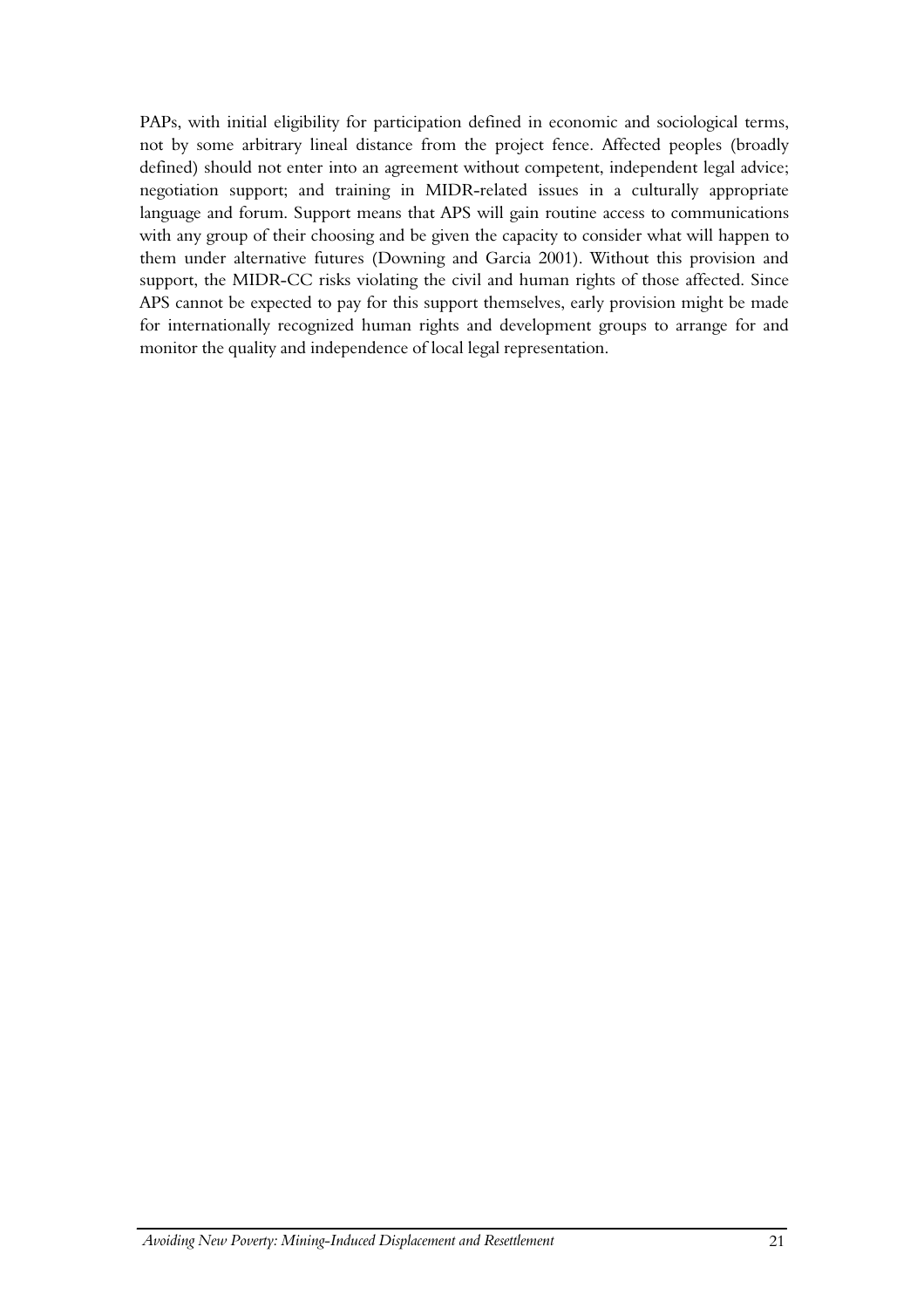PAPs, with initial eligibility for participation defined in economic and sociological terms, not by some arbitrary lineal distance from the project fence. Affected peoples (broadly defined) should not enter into an agreement without competent, independent legal advice; negotiation support; and training in MIDR-related issues in a culturally appropriate language and forum. Support means that APS will gain routine access to communications with any group of their choosing and be given the capacity to consider what will happen to them under alternative futures (Downing and Garcia 2001). Without this provision and support, the MIDR-CC risks violating the civil and human rights of those affected. Since APS cannot be expected to pay for this support themselves, early provision might be made for internationally recognized human rights and development groups to arrange for and monitor the quality and independence of local legal representation.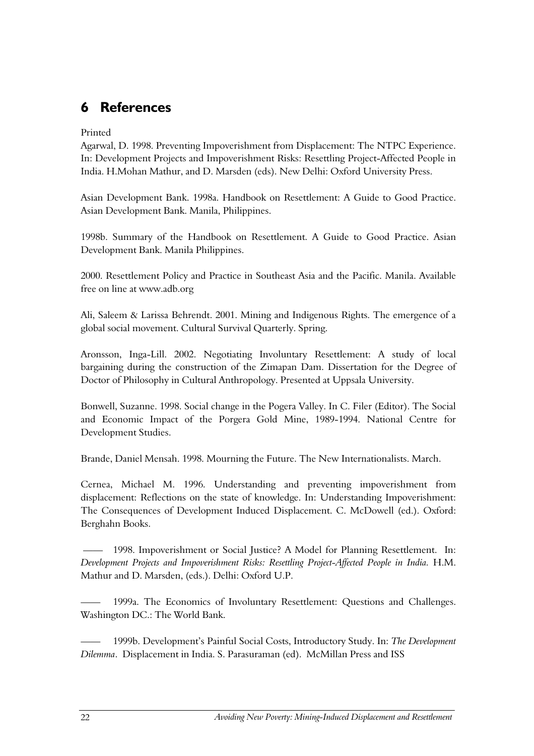# 6 References

Printed

Agarwal, D. 1998. Preventing Impoverishment from Displacement: The NTPC Experience. In: Development Projects and Impoverishment Risks: Resettling Project-Affected People in India. H.Mohan Mathur, and D. Marsden (eds). New Delhi: Oxford University Press.

Asian Development Bank. 1998a. Handbook on Resettlement: A Guide to Good Practice. Asian Development Bank. Manila, Philippines.

1998b. Summary of the Handbook on Resettlement. A Guide to Good Practice. Asian Development Bank. Manila Philippines.

2000. Resettlement Policy and Practice in Southeast Asia and the Pacific. Manila. Available free on line at www.adb.org

Ali, Saleem & Larissa Behrendt. 2001. Mining and Indigenous Rights. The emergence of a global social movement. Cultural Survival Quarterly. Spring.

Aronsson, Inga-Lill. 2002. Negotiating Involuntary Resettlement: A study of local bargaining during the construction of the Zimapan Dam. Dissertation for the Degree of Doctor of Philosophy in Cultural Anthropology. Presented at Uppsala University.

Bonwell, Suzanne. 1998. Social change in the Pogera Valley. In C. Filer (Editor). The Social and Economic Impact of the Porgera Gold Mine, 1989-1994. National Centre for Development Studies.

Brande, Daniel Mensah. 1998. Mourning the Future. The New Internationalists. March.

Cernea, Michael M. 1996. Understanding and preventing impoverishment from displacement: Reflections on the state of knowledge. In: Understanding Impoverishment: The Consequences of Development Induced Displacement. C. McDowell (ed.). Oxford: Berghahn Books.

—— 1998. Impoverishment or Social Justice? A Model for Planning Resettlement. In: *Development Projects and Impoverishment Risks: Resettling Project-Affected People in India*. H.M. Mathur and D. Marsden, (eds.). Delhi: Oxford U.P.

—— 1999a. The Economics of Involuntary Resettlement: Questions and Challenges. Washington DC.: The World Bank.

—— 1999b. Development's Painful Social Costs, Introductory Study. In: *The Development Dilemma*. Displacement in India. S. Parasuraman (ed). McMillan Press and ISS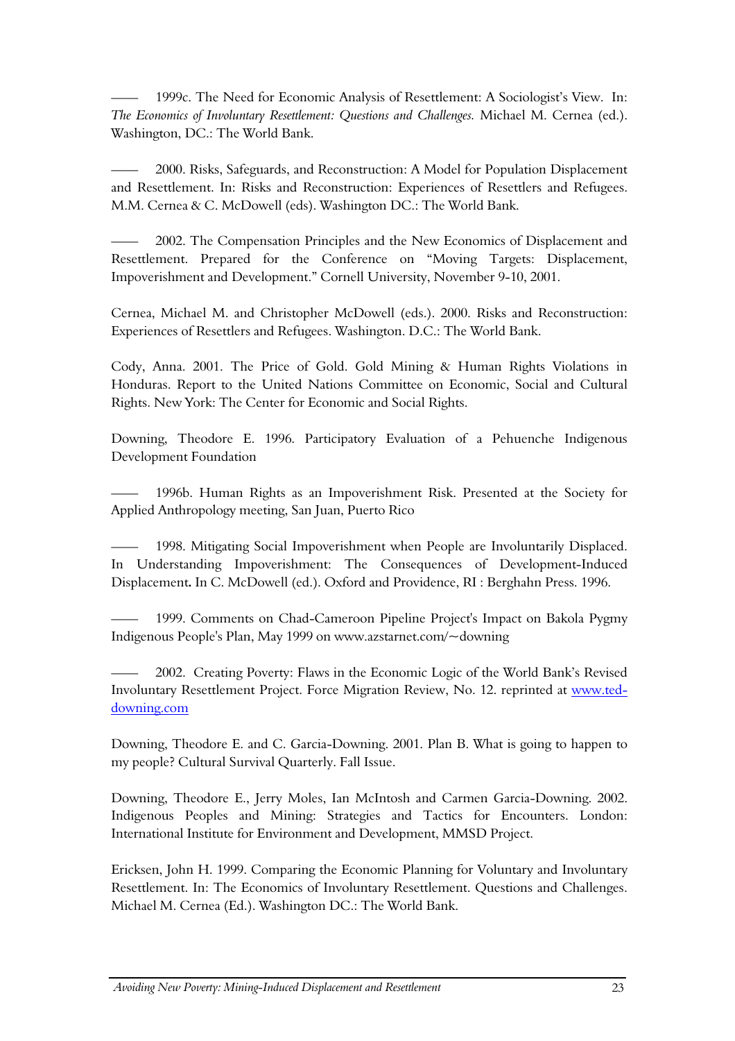—— 1999c. The Need for Economic Analysis of Resettlement: A Sociologist's View. In: *The Economics of Involuntary Resettlement: Questions and Challenges.* Michael M. Cernea (ed.). Washington, DC.: The World Bank.

—— 2000. Risks, Safeguards, and Reconstruction: A Model for Population Displacement and Resettlement. In: Risks and Reconstruction: Experiences of Resettlers and Refugees. M.M. Cernea & C. McDowell (eds). Washington DC.: The World Bank.

—— 2002. The Compensation Principles and the New Economics of Displacement and Resettlement. Prepared for the Conference on "Moving Targets: Displacement, Impoverishment and Development." Cornell University, November 9-10, 2001.

Cernea, Michael M. and Christopher McDowell (eds.). 2000. Risks and Reconstruction: Experiences of Resettlers and Refugees. Washington. D.C.: The World Bank.

Cody, Anna. 2001. The Price of Gold. Gold Mining & Human Rights Violations in Honduras. Report to the United Nations Committee on Economic, Social and Cultural Rights. New York: The Center for Economic and Social Rights.

Downing, Theodore E. 1996. Participatory Evaluation of a Pehuenche Indigenous Development Foundation

—— 1996b. Human Rights as an Impoverishment Risk. Presented at the Society for Applied Anthropology meeting, San Juan, Puerto Rico

—— 1998. Mitigating Social Impoverishment when People are Involuntarily Displaced. In Understanding Impoverishment: The Consequences of Development-Induced Displacement**.** In C. McDowell (ed.). Oxford and Providence, RI : Berghahn Press. 1996.

—— 1999. Comments on Chad-Cameroon Pipeline Project's Impact on Bakola Pygmy Indigenous People's Plan, May 1999 on www.azstarnet.com/~downing

—— 2002. Creating Poverty: Flaws in the Economic Logic of the World Bank's Revised Involuntary Resettlement Project. Force Migration Review, No. 12. reprinted at www.ted-downing.com

Downing, Theodore E. and C. Garcia-Downing. 2001. Plan B. What is going to happen to my people? Cultural Survival Quarterly. Fall Issue.

Downing, Theodore E., Jerry Moles, Ian McIntosh and Carmen Garcia-Downing. 2002. Indigenous Peoples and Mining: Strategies and Tactics for Encounters. London: International Institute for Environment and Development, MMSD Project.

Ericksen, John H. 1999. Comparing the Economic Planning for Voluntary and Involuntary Resettlement. In: The Economics of Involuntary Resettlement. Questions and Challenges. Michael M. Cernea (Ed.). Washington DC.: The World Bank.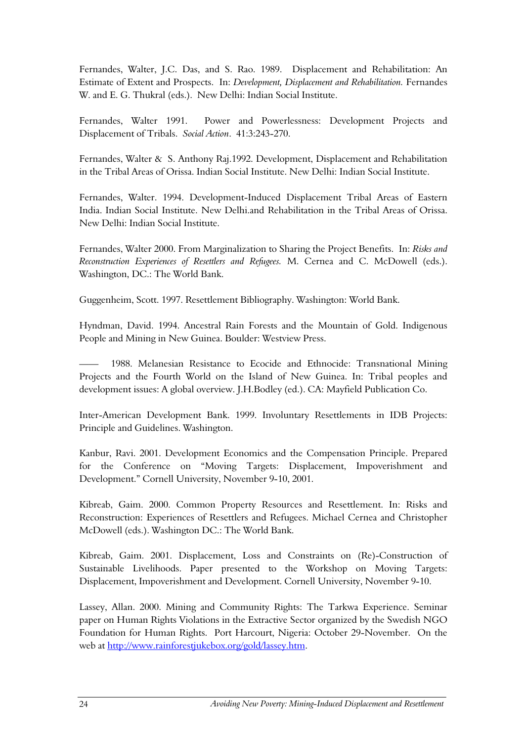Fernandes, Walter, J.C. Das, and S. Rao. 1989. Displacement and Rehabilitation: An Estimate of Extent and Prospects. In: *Development, Displacement and Rehabilitation.* Fernandes W. and E. G. Thukral (eds.). New Delhi: Indian Social Institute.

Fernandes, Walter 1991. Power and Powerlessness: Development Projects and Displacement of Tribals. *Social Action*. 41:3:243-270.

Fernandes, Walter & S. Anthony Raj.1992. Development, Displacement and Rehabilitation in the Tribal Areas of Orissa. Indian Social Institute. New Delhi: Indian Social Institute.

Fernandes, Walter. 1994. Development-Induced Displacement Tribal Areas of Eastern India. Indian Social Institute. New Delhi.and Rehabilitation in the Tribal Areas of Orissa. New Delhi: Indian Social Institute.

Fernandes, Walter 2000. From Marginalization to Sharing the Project Benefits. In: *Risks and Reconstruction Experiences of Resettlers and Refugees.* M. Cernea and C. McDowell (eds.). Washington, DC.: The World Bank.

Guggenheim, Scott. 1997. Resettlement Bibliography. Washington: World Bank.

Hyndman, David. 1994. Ancestral Rain Forests and the Mountain of Gold. Indigenous People and Mining in New Guinea. Boulder: Westview Press.

—— 1988. Melanesian Resistance to Ecocide and Ethnocide: Transnational Mining Projects and the Fourth World on the Island of New Guinea. In: Tribal peoples and development issues: A global overview. J.H.Bodley (ed.). CA: Mayfield Publication Co.

Inter-American Development Bank. 1999. Involuntary Resettlements in IDB Projects: Principle and Guidelines. Washington.

Kanbur, Ravi. 2001. Development Economics and the Compensation Principle. Prepared for the Conference on "Moving Targets: Displacement, Impoverishment and Development." Cornell University, November 9-10, 2001.

Kibreab, Gaim. 2000. Common Property Resources and Resettlement. In: Risks and Reconstruction: Experiences of Resettlers and Refugees. Michael Cernea and Christopher McDowell (eds.). Washington DC.: The World Bank.

Kibreab, Gaim. 2001. Displacement, Loss and Constraints on (Re)-Construction of Sustainable Livelihoods. Paper presented to the Workshop on Moving Targets: Displacement, Impoverishment and Development. Cornell University, November 9-10.

Lassey, Allan. 2000. Mining and Community Rights: The Tarkwa Experience. Seminar paper on Human Rights Violations in the Extractive Sector organized by the Swedish NGO Foundation for Human Rights. Port Harcourt, Nigeria: October 29-November. On the web at http://www.rainforestjukebox.org/gold/lassey.htm.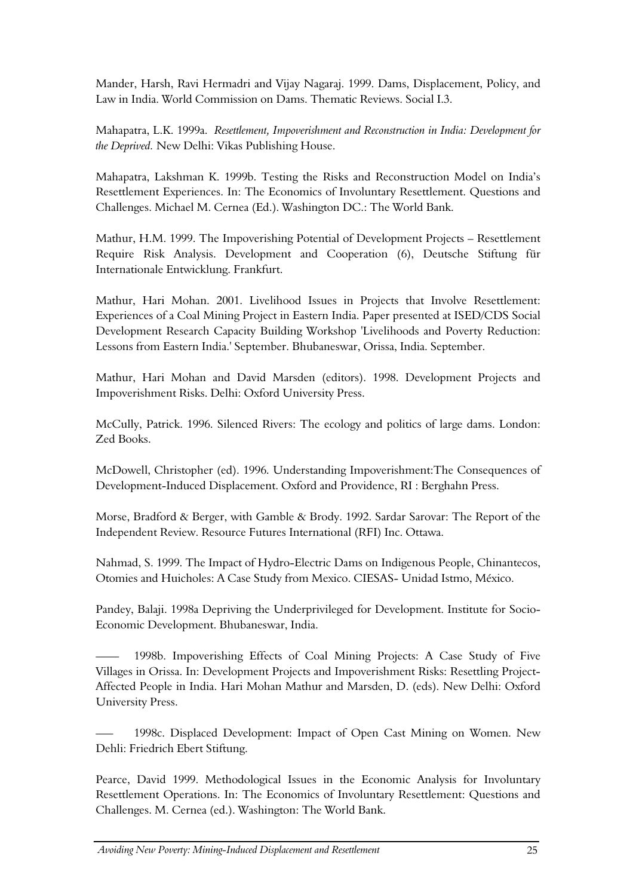Mander, Harsh, Ravi Hermadri and Vijay Nagaraj. 1999. Dams, Displacement, Policy, and Law in India. World Commission on Dams. Thematic Reviews. Social I.3.

Mahapatra, L.K. 1999a. *Resettlement, Impoverishment and Reconstruction in India: Development for the Deprived.* New Delhi: Vikas Publishing House.

Mahapatra, Lakshman K. 1999b. Testing the Risks and Reconstruction Model on India's Resettlement Experiences. In: The Economics of Involuntary Resettlement. Questions and Challenges. Michael M. Cernea (Ed.). Washington DC.: The World Bank.

Mathur, H.M. 1999. The Impoverishing Potential of Development Projects – Resettlement Require Risk Analysis. Development and Cooperation (6), Deutsche Stiftung für Internationale Entwicklung. Frankfurt.

Mathur, Hari Mohan. 2001. Livelihood Issues in Projects that Involve Resettlement: Experiences of a Coal Mining Project in Eastern India. Paper presented at ISED/CDS Social Development Research Capacity Building Workshop 'Livelihoods and Poverty Reduction: Lessons from Eastern India.' September. Bhubaneswar, Orissa, India. September.

Mathur, Hari Mohan and David Marsden (editors). 1998. Development Projects and Impoverishment Risks. Delhi: Oxford University Press.

McCully, Patrick. 1996. Silenced Rivers: The ecology and politics of large dams. London: Zed Books.

McDowell, Christopher (ed). 1996. Understanding Impoverishment:The Consequences of Development-Induced Displacement. Oxford and Providence, RI : Berghahn Press.

Morse, Bradford & Berger, with Gamble & Brody. 1992. Sardar Sarovar: The Report of the Independent Review. Resource Futures International (RFI) Inc. Ottawa.

Nahmad, S. 1999. The Impact of Hydro-Electric Dams on Indigenous People, Chinantecos, Otomies and Huicholes: A Case Study from Mexico. CIESAS- Unidad Istmo, México.

Pandey, Balaji. 1998a Depriving the Underprivileged for Development. Institute for Socio-Economic Development. Bhubaneswar, India.

—— 1998b. Impoverishing Effects of Coal Mining Projects: A Case Study of Five Villages in Orissa. In: Development Projects and Impoverishment Risks: Resettling Project-Affected People in India. Hari Mohan Mathur and Marsden, D. (eds). New Delhi: Oxford University Press.

—— 1998c. Displaced Development: Impact of Open Cast Mining on Women. New Dehli: Friedrich Ebert Stiftung.

Pearce, David 1999. Methodological Issues in the Economic Analysis for Involuntary Resettlement Operations. In: The Economics of Involuntary Resettlement: Questions and Challenges. M. Cernea (ed.). Washington: The World Bank.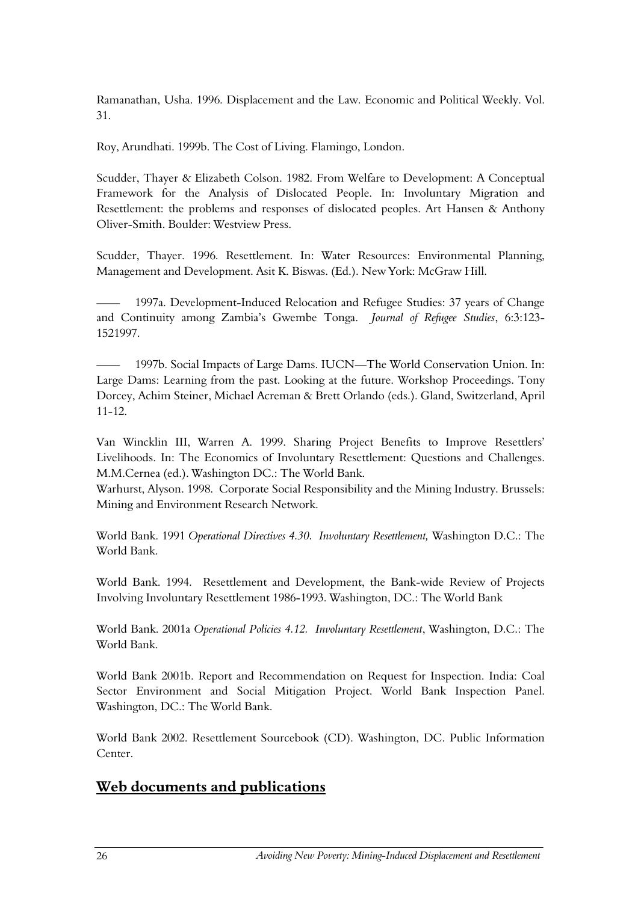Ramanathan, Usha. 1996. Displacement and the Law. Economic and Political Weekly. Vol. 31.

Roy, Arundhati. 1999b. The Cost of Living. Flamingo, London.

Scudder, Thayer & Elizabeth Colson. 1982. From Welfare to Development: A Conceptual Framework for the Analysis of Dislocated People. In: Involuntary Migration and Resettlement: the problems and responses of dislocated peoples. Art Hansen & Anthony Oliver-Smith. Boulder: Westview Press.

Scudder, Thayer. 1996. Resettlement. In: Water Resources: Environmental Planning, Management and Development. Asit K. Biswas. (Ed.). New York: McGraw Hill.

—— 1997a. Development-Induced Relocation and Refugee Studies: 37 years of Change and Continuity among Zambia's Gwembe Tonga. *Journal of Refugee Studies*, 6:3:123-1521997.

—— 1997b. Social Impacts of Large Dams. IUCN—The World Conservation Union. In: Large Dams: Learning from the past. Looking at the future. Workshop Proceedings. Tony Dorcey, Achim Steiner, Michael Acreman & Brett Orlando (eds.). Gland, Switzerland, April 11-12.

Van Wincklin III, Warren A. 1999. Sharing Project Benefits to Improve Resettlers' Livelihoods. In: The Economics of Involuntary Resettlement: Questions and Challenges. M.M.Cernea (ed.). Washington DC.: The World Bank.

Warhurst, Alyson. 1998. Corporate Social Responsibility and the Mining Industry. Brussels: Mining and Environment Research Network.

World Bank. 1991 *Operational Directives 4.30. Involuntary Resettlement,* Washington D.C.: The World Bank.

World Bank. 1994. Resettlement and Development, the Bank-wide Review of Projects Involving Involuntary Resettlement 1986-1993. Washington, DC.: The World Bank

World Bank. 2001a *Operational Policies 4.12. Involuntary Resettlement*, Washington, D.C.: The World Bank.

World Bank 2001b. Report and Recommendation on Request for Inspection. India: Coal Sector Environment and Social Mitigation Project. World Bank Inspection Panel. Washington, DC.: The World Bank.

World Bank 2002. Resettlement Sourcebook (CD). Washington, DC. Public Information Center.

## Web documents and publications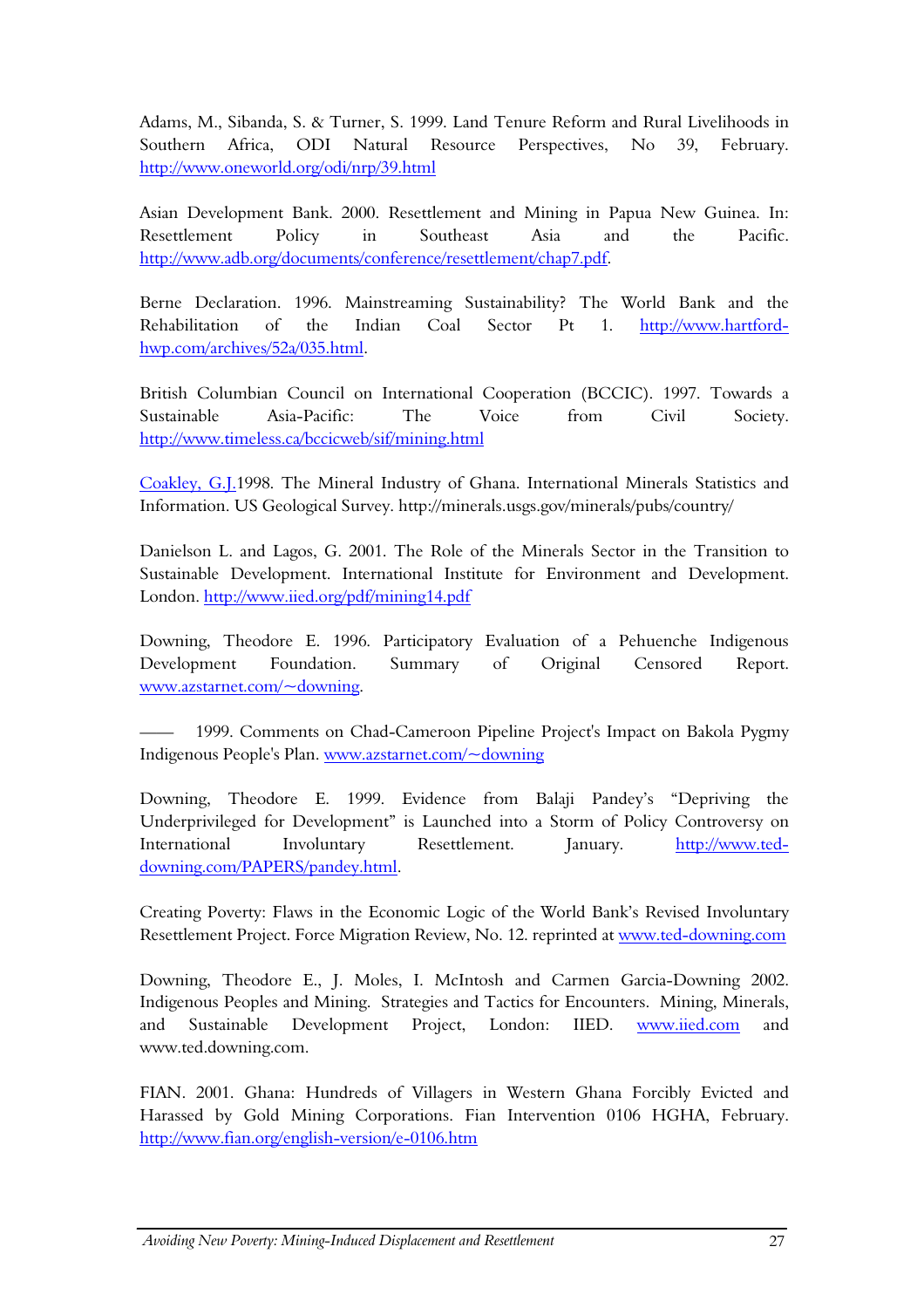Adams, M., Sibanda, S. & Turner, S. 1999. Land Tenure Reform and Rural Livelihoods in Southern Africa, ODI Natural Resource Perspectives, No 39, February. http://www.oneworld.org/odi/nrp/39.html

Asian Development Bank. 2000. Resettlement and Mining in Papua New Guinea. In: Resettlement Policy in Southeast Asia and the Pacific. http://www.adb.org/documents/conference/resettlement/chap7.pdf.

Berne Declaration. 1996. Mainstreaming Sustainability? The World Bank and the Rehabilitation of the Indian Coal Sector Pt 1. http://www.hartford-hwp.com/archives/52a/035.html.

British Columbian Council on International Cooperation (BCCIC). 1997. Towards a Sustainable Asia-Pacific: The Voice from Civil Society. http://www.timeless.ca/bccicweb/sif/mining.html

Coakley, G.J.1998. The Mineral Industry of Ghana. International Minerals Statistics and Information. US Geological Survey. http://minerals.usgs.gov/minerals/pubs/country/

Danielson L. and Lagos, G. 2001. The Role of the Minerals Sector in the Transition to Sustainable Development. International Institute for Environment and Development. London. http://www.iied.org/pdf/mining14.pdf

Downing, Theodore E. 1996. Participatory Evaluation of a Pehuenche Indigenous Development Foundation. Summary of Original Censored Report. www.azstarnet.com/~downing.

—— 1999. Comments on Chad-Cameroon Pipeline Project's Impact on Bakola Pygmy Indigenous People's Plan. www.azstarnet.com/~downing

Downing, Theodore E. 1999. Evidence from Balaji Pandey's "Depriving the Underprivileged for Development" is Launched into a Storm of Policy Controversy on International Involuntary Resettlement. January. http://www.ted-downing.com/PAPERS/pandey.html.

Creating Poverty: Flaws in the Economic Logic of the World Bank's Revised Involuntary Resettlement Project. Force Migration Review, No. 12. reprinted at www.ted-downing.com

Downing, Theodore E., J. Moles, I. McIntosh and Carmen Garcia-Downing 2002. Indigenous Peoples and Mining. Strategies and Tactics for Encounters. Mining, Minerals, and Sustainable Development Project, London: IIED. www.iied.com and www.ted.downing.com.

FIAN. 2001. Ghana: Hundreds of Villagers in Western Ghana Forcibly Evicted and Harassed by Gold Mining Corporations. Fian Intervention 0106 HGHA, February. http://www.fian.org/english-version/e-0106.htm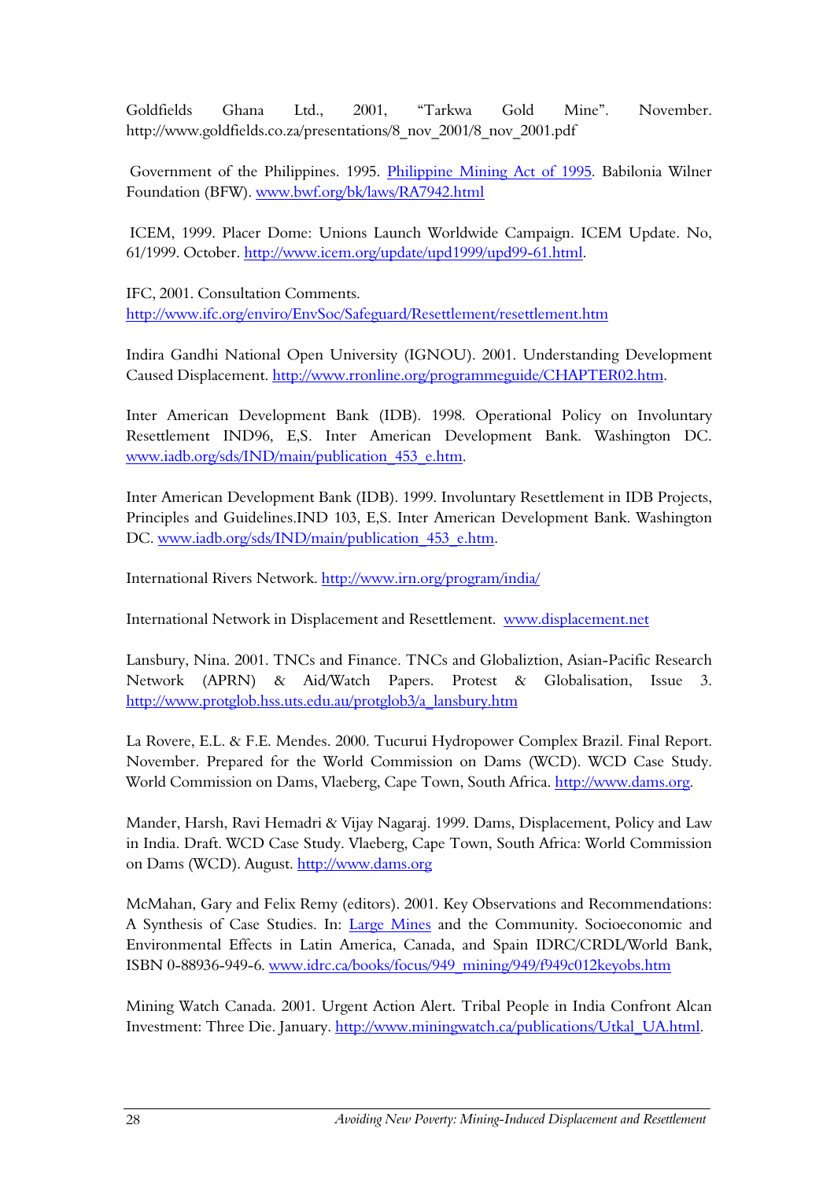Goldfields Ghana Ltd., 2001, "Tarkwa Gold Mine". November. http://www.goldfields.co.za/presentations/8_nov_2001/8_nov_2001.pdf

Government of the Philippines. 1995. Philippine Mining Act of 1995. Babilonia Wilner Foundation (BFW). www.bwf.org/bk/laws/RA7942.html

ICEM, 1999. Placer Dome: Unions Launch Worldwide Campaign. ICEM Update. No, 61/1999. October. http://www.icem.org/update/upd1999/upd99-61.html.

IFC, 2001. Consultation Comments. http://www.ifc.org/enviro/EnvSoc/Safeguard/Resettlement/resettlement.htm

Indira Gandhi National Open University (IGNOU). 2001. Understanding Development Caused Displacement. http://www.rronline.org/programmeguide/CHAPTER02.htm.

Inter American Development Bank (IDB). 1998. Operational Policy on Involuntary Resettlement IND96, E,S. Inter American Development Bank. Washington DC. www.iadb.org/sds/IND/main/publication_453_e.htm.

Inter American Development Bank (IDB). 1999. Involuntary Resettlement in IDB Projects, Principles and Guidelines.IND 103, E,S. Inter American Development Bank. Washington DC. www.iadb.org/sds/IND/main/publication_453_e.htm.

International Rivers Network. http://www.irn.org/program/india/

International Network in Displacement and Resettlement. www.displacement.net

Lansbury, Nina. 2001. TNCs and Finance. TNCs and Globaliztion, Asian-Pacific Research Network (APRN) & Aid/Watch Papers. Protest & Globalisation, Issue 3. http://www.protglob.hss.uts.edu.au/protglob3/a_lansbury.htm

La Rovere, E.L. & F.E. Mendes. 2000. Tucurui Hydropower Complex Brazil. Final Report. November. Prepared for the World Commission on Dams (WCD). WCD Case Study. World Commission on Dams, Vlaeberg, Cape Town, South Africa. http://www.dams.org.

Mander, Harsh, Ravi Hemadri & Vijay Nagaraj. 1999. Dams, Displacement, Policy and Law in India. Draft. WCD Case Study. Vlaeberg, Cape Town, South Africa: World Commission on Dams (WCD). August. http://www.dams.org

McMahan, Gary and Felix Remy (editors). 2001. Key Observations and Recommendations: A Synthesis of Case Studies. In: Large Mines and the Community. Socioeconomic and Environmental Effects in Latin America, Canada, and Spain IDRC/CRDL/World Bank, ISBN 0-88936-949-6. www.idrc.ca/books/focus/949_mining/949/f949c012keyobs.htm

Mining Watch Canada. 2001. Urgent Action Alert. Tribal People in India Confront Alcan Investment: Three Die. January. http://www.miningwatch.ca/publications/Utkal_UA.html.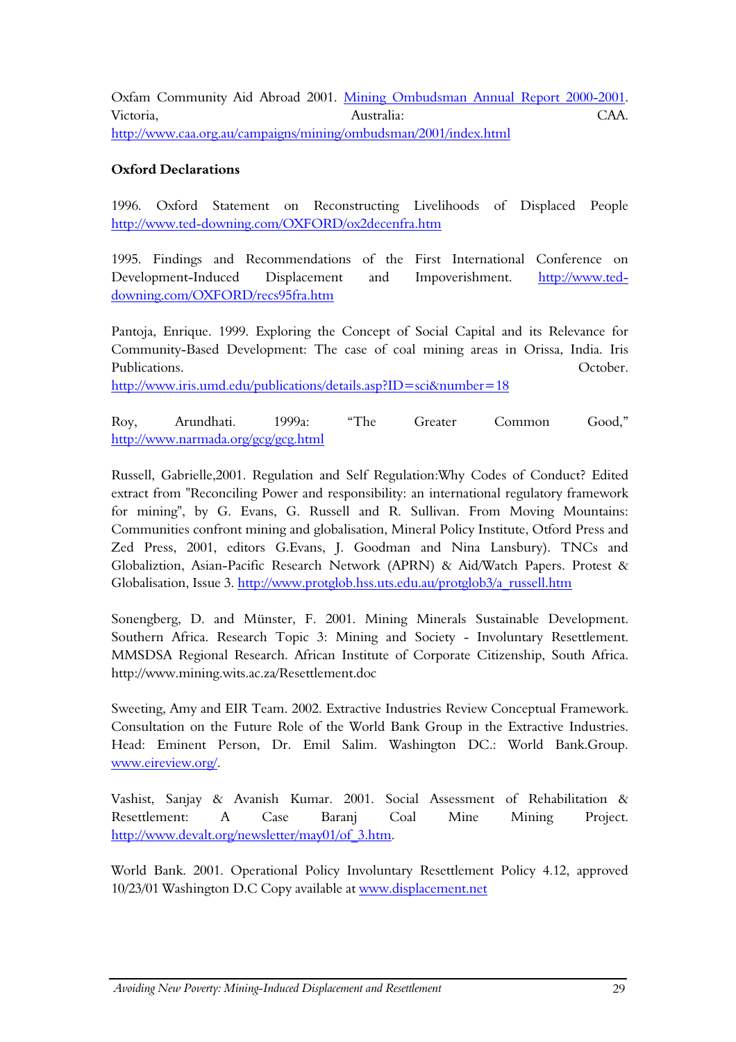Oxfam Community Aid Abroad 2001. Mining Ombudsman Annual Report 2000-2001. Victoria, Australia: CAA. http://www.caa.org.au/campaigns/mining/ombudsman/2001/index.html

**Oxford Declarations**

1996. Oxford Statement on Reconstructing Livelihoods of Displaced People http://www.ted-downing.com/OXFORD/ox2decenfra.htm

1995. Findings and Recommendations of the First International Conference on Development-Induced Displacement and Impoverishment. http://www.ted-downing.com/OXFORD/recs95fra.htm

Pantoja, Enrique. 1999. Exploring the Concept of Social Capital and its Relevance for Community-Based Development: The case of coal mining areas in Orissa, India. Iris Publications. October. http://www.iris.umd.edu/publications/details.asp?ID=sci&number=18

Roy, Arundhati. 1999a: "The Greater Common Good," http://www.narmada.org/gcg/gcg.html

Russell, Gabrielle,2001. Regulation and Self Regulation:Why Codes of Conduct? Edited extract from "Reconciling Power and responsibility: an international regulatory framework for mining", by G. Evans, G. Russell and R. Sullivan. From Moving Mountains: Communities confront mining and globalisation, Mineral Policy Institute, Otford Press and Zed Press, 2001, editors G.Evans, J. Goodman and Nina Lansbury). TNCs and Globaliztion, Asian-Pacific Research Network (APRN) & Aid/Watch Papers. Protest & Globalisation, Issue 3. http://www.protglob.hss.uts.edu.au/protglob3/a_russell.htm

Sonengberg, D. and Münster, F. 2001. Mining Minerals Sustainable Development. Southern Africa. Research Topic 3: Mining and Society - Involuntary Resettlement. MMSDSA Regional Research. African Institute of Corporate Citizenship, South Africa. http://www.mining.wits.ac.za/Resettlement.doc

Sweeting, Amy and EIR Team. 2002. Extractive Industries Review Conceptual Framework. Consultation on the Future Role of the World Bank Group in the Extractive Industries. Head: Eminent Person, Dr. Emil Salim. Washington DC.: World Bank.Group. www.eireview.org/.

Vashist, Sanjay & Avanish Kumar. 2001. Social Assessment of Rehabilitation & Resettlement: A Case Baranj Coal Mine Mining Project. http://www.devalt.org/newsletter/may01/of_3.htm.

World Bank. 2001. Operational Policy Involuntary Resettlement Policy 4.12, approved 10/23/01 Washington D.C Copy available at www.displacement.net